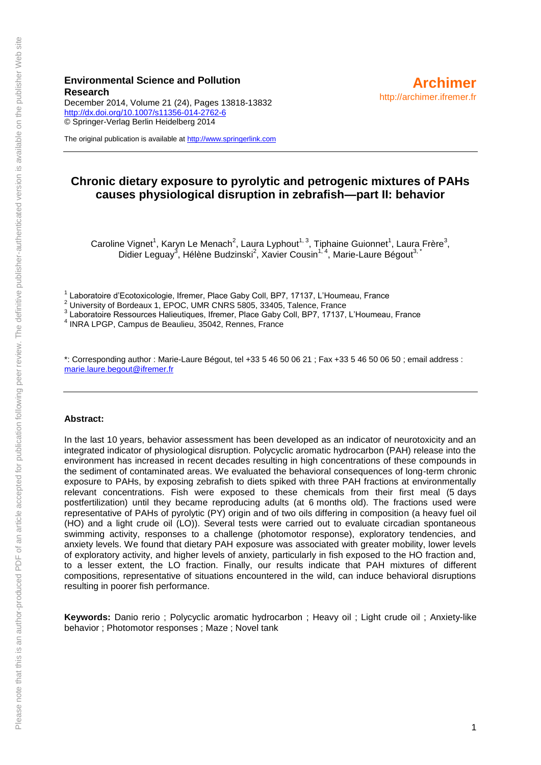**Environmental Science and Pollution Research**
December 2014, Volume 21 (24), Pages 13818-13832
http://dx.doi.org/10.1007/s11356-014-2762-6
© Springer-Verlag Berlin Heidelberg 2014

**Archimer**
http://archimer.ifremer.fr

The original publication is available at http://www.springerlink.com

# Chronic dietary exposure to pyrolytic and petrogenic mixtures of PAHs causes physiological disruption in zebrafish—part II: behavior

Caroline Vignet[1], Karyn Le Menach[2], Laura Lyphout[1,3], Tiphaine Guionnet[1], Laura Frère[3], Didier Leguay[3], Hélène Budzinski[2], Xavier Cousin[1,4], Marie-Laure Bégout[3,*]

[1] Laboratoire d'Ecotoxicologie, Ifremer, Place Gaby Coll, BP7, 17137, L'Houmeau, France
[2] University of Bordeaux 1, EPOC, UMR CNRS 5805, 33405, Talence, France
[3] Laboratoire Ressources Halieutiques, Ifremer, Place Gaby Coll, BP7, 17137, L'Houmeau, France
[4] INRA LPGP, Campus de Beaulieu, 35042, Rennes, France

*: Corresponding author : Marie-Laure Bégout, tel +33 5 46 50 06 21 ; Fax +33 5 46 50 06 50 ; email address : marie.laure.begout@ifremer.fr

**Abstract:**

In the last 10 years, behavior assessment has been developed as an indicator of neurotoxicity and an integrated indicator of physiological disruption. Polycyclic aromatic hydrocarbon (PAH) release into the environment has increased in recent decades resulting in high concentrations of these compounds in the sediment of contaminated areas. We evaluated the behavioral consequences of long-term chronic exposure to PAHs, by exposing zebrafish to diets spiked with three PAH fractions at environmentally relevant concentrations. Fish were exposed to these chemicals from their first meal (5 days postfertilization) until they became reproducing adults (at 6 months old). The fractions used were representative of PAHs of pyrolytic (PY) origin and of two oils differing in composition (a heavy fuel oil (HO) and a light crude oil (LO)). Several tests were carried out to evaluate circadian spontaneous swimming activity, responses to a challenge (photomotor response), exploratory tendencies, and anxiety levels. We found that dietary PAH exposure was associated with greater mobility, lower levels of exploratory activity, and higher levels of anxiety, particularly in fish exposed to the HO fraction and, to a lesser extent, the LO fraction. Finally, our results indicate that PAH mixtures of different compositions, representative of situations encountered in the wild, can induce behavioral disruptions resulting in poorer fish performance.

**Keywords:** Danio rerio ; Polycyclic aromatic hydrocarbon ; Heavy oil ; Light crude oil ; Anxiety-like behavior ; Photomotor responses ; Maze ; Novel tank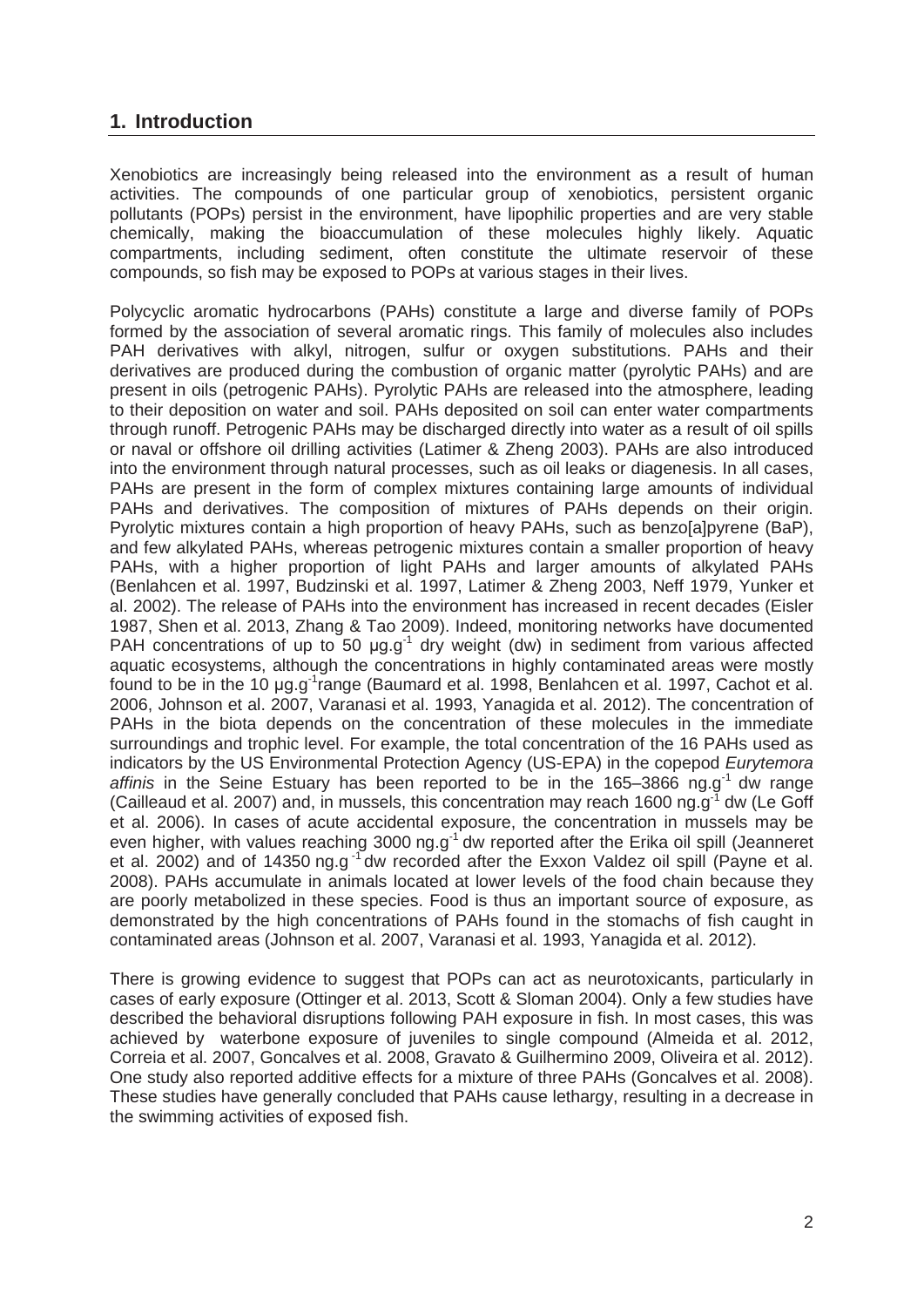## 1. Introduction

Xenobiotics are increasingly being released into the environment as a result of human activities. The compounds of one particular group of xenobiotics, persistent organic pollutants (POPs) persist in the environment, have lipophilic properties and are very stable chemically, making the bioaccumulation of these molecules highly likely. Aquatic compartments, including sediment, often constitute the ultimate reservoir of these compounds, so fish may be exposed to POPs at various stages in their lives.

Polycyclic aromatic hydrocarbons (PAHs) constitute a large and diverse family of POPs formed by the association of several aromatic rings. This family of molecules also includes PAH derivatives with alkyl, nitrogen, sulfur or oxygen substitutions. PAHs and their derivatives are produced during the combustion of organic matter (pyrolytic PAHs) and are present in oils (petrogenic PAHs). Pyrolytic PAHs are released into the atmosphere, leading to their deposition on water and soil. PAHs deposited on soil can enter water compartments through runoff. Petrogenic PAHs may be discharged directly into water as a result of oil spills or naval or offshore oil drilling activities (Latimer & Zheng 2003). PAHs are also introduced into the environment through natural processes, such as oil leaks or diagenesis. In all cases, PAHs are present in the form of complex mixtures containing large amounts of individual PAHs and derivatives. The composition of mixtures of PAHs depends on their origin. Pyrolytic mixtures contain a high proportion of heavy PAHs, such as benzo[a]pyrene (BaP), and few alkylated PAHs, whereas petrogenic mixtures contain a smaller proportion of heavy PAHs, with a higher proportion of light PAHs and larger amounts of alkylated PAHs (Benlahcen et al. 1997, Budzinski et al. 1997, Latimer & Zheng 2003, Neff 1979, Yunker et al. 2002). The release of PAHs into the environment has increased in recent decades (Eisler 1987, Shen et al. 2013, Zhang & Tao 2009). Indeed, monitoring networks have documented PAH concentrations of up to 50 $\mu g.g^{-1}$ dry weight (dw) in sediment from various affected aquatic ecosystems, although the concentrations in highly contaminated areas were mostly found to be in the 10 $\mu g.g^{-1}$range (Baumard et al. 1998, Benlahcen et al. 1997, Cachot et al. 2006, Johnson et al. 2007, Varanasi et al. 1993, Yanagida et al. 2012). The concentration of PAHs in the biota depends on the concentration of these molecules in the immediate surroundings and trophic level. For example, the total concentration of the 16 PAHs used as indicators by the US Environmental Protection Agency (US-EPA) in the copepod *Eurytemora affinis* in the Seine Estuary has been reported to be in the 165–3866 $ng.g^{-1}$ dw range (Cailleaud et al. 2007) and, in mussels, this concentration may reach 1600 $ng.g^{-1}$ dw (Le Goff et al. 2006). In cases of acute accidental exposure, the concentration in mussels may be even higher, with values reaching 3000 $ng.g^{-1}$ dw reported after the Erika oil spill (Jeanneret et al. 2002) and of 14350 $ng.g^{-1}$ dw recorded after the Exxon Valdez oil spill (Payne et al. 2008). PAHs accumulate in animals located at lower levels of the food chain because they are poorly metabolized in these species. Food is thus an important source of exposure, as demonstrated by the high concentrations of PAHs found in the stomachs of fish caught in contaminated areas (Johnson et al. 2007, Varanasi et al. 1993, Yanagida et al. 2012).

There is growing evidence to suggest that POPs can act as neurotoxicants, particularly in cases of early exposure (Ottinger et al. 2013, Scott & Sloman 2004). Only a few studies have described the behavioral disruptions following PAH exposure in fish. In most cases, this was achieved by waterbone exposure of juveniles to single compound (Almeida et al. 2012, Correia et al. 2007, Goncalves et al. 2008, Gravato & Guilhermino 2009, Oliveira et al. 2012). One study also reported additive effects for a mixture of three PAHs (Goncalves et al. 2008). These studies have generally concluded that PAHs cause lethargy, resulting in a decrease in the swimming activities of exposed fish.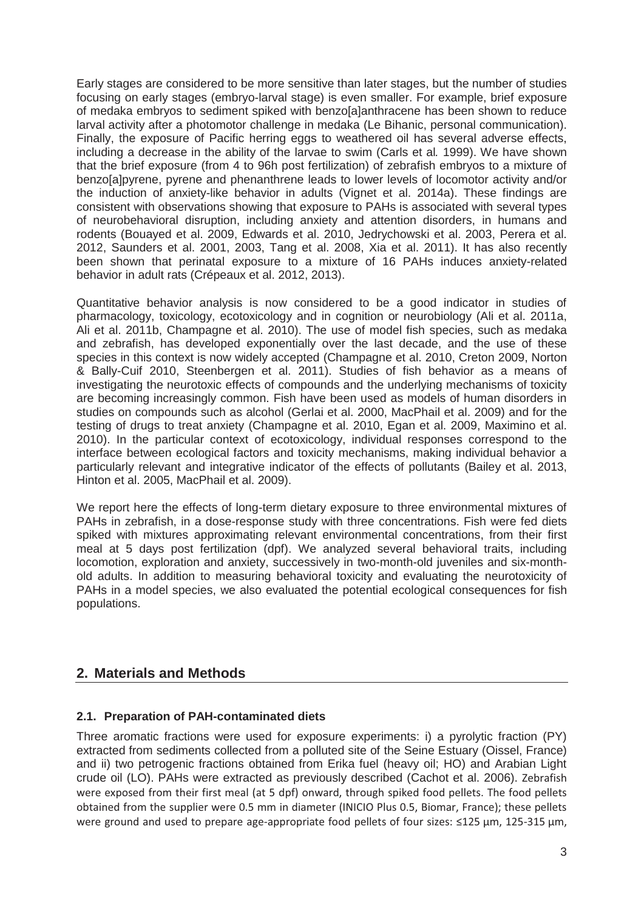Early stages are considered to be more sensitive than later stages, but the number of studies focusing on early stages (embryo-larval stage) is even smaller. For example, brief exposure of medaka embryos to sediment spiked with benzo[a]anthracene has been shown to reduce larval activity after a photomotor challenge in medaka (Le Bihanic, personal communication). Finally, the exposure of Pacific herring eggs to weathered oil has several adverse effects, including a decrease in the ability of the larvae to swim (Carls et al*.* 1999). We have shown that the brief exposure (from 4 to 96h post fertilization) of zebrafish embryos to a mixture of benzo[a]pyrene, pyrene and phenanthrene leads to lower levels of locomotor activity and/or the induction of anxiety-like behavior in adults (Vignet et al. 2014a). These findings are consistent with observations showing that exposure to PAHs is associated with several types of neurobehavioral disruption, including anxiety and attention disorders, in humans and rodents (Bouayed et al. 2009, Edwards et al. 2010, Jedrychowski et al. 2003, Perera et al. 2012, Saunders et al. 2001, 2003, Tang et al. 2008, Xia et al. 2011). It has also recently been shown that perinatal exposure to a mixture of 16 PAHs induces anxiety-related behavior in adult rats (Crépeaux et al. 2012, 2013).

Quantitative behavior analysis is now considered to be a good indicator in studies of pharmacology, toxicology, ecotoxicology and in cognition or neurobiology (Ali et al. 2011a, Ali et al. 2011b, Champagne et al. 2010). The use of model fish species, such as medaka and zebrafish, has developed exponentially over the last decade, and the use of these species in this context is now widely accepted (Champagne et al. 2010, Creton 2009, Norton & Bally-Cuif 2010, Steenbergen et al. 2011). Studies of fish behavior as a means of investigating the neurotoxic effects of compounds and the underlying mechanisms of toxicity are becoming increasingly common. Fish have been used as models of human disorders in studies on compounds such as alcohol (Gerlai et al. 2000, MacPhail et al. 2009) and for the testing of drugs to treat anxiety (Champagne et al. 2010, Egan et al. 2009, Maximino et al. 2010). In the particular context of ecotoxicology, individual responses correspond to the interface between ecological factors and toxicity mechanisms, making individual behavior a particularly relevant and integrative indicator of the effects of pollutants (Bailey et al. 2013, Hinton et al. 2005, MacPhail et al. 2009).

We report here the effects of long-term dietary exposure to three environmental mixtures of PAHs in zebrafish, in a dose-response study with three concentrations. Fish were fed diets spiked with mixtures approximating relevant environmental concentrations, from their first meal at 5 days post fertilization (dpf). We analyzed several behavioral traits, including locomotion, exploration and anxiety, successively in two-month-old juveniles and six-month-old adults. In addition to measuring behavioral toxicity and evaluating the neurotoxicity of PAHs in a model species, we also evaluated the potential ecological consequences for fish populations.

## 2. Materials and Methods

### 2.1. Preparation of PAH-contaminated diets

Three aromatic fractions were used for exposure experiments: i) a pyrolytic fraction (PY) extracted from sediments collected from a polluted site of the Seine Estuary (Oissel, France) and ii) two petrogenic fractions obtained from Erika fuel (heavy oil; HO) and Arabian Light crude oil (LO). PAHs were extracted as previously described (Cachot et al. 2006). Zebrafish were exposed from their first meal (at 5 dpf) onward, through spiked food pellets. The food pellets obtained from the supplier were 0.5 mm in diameter (INICIO Plus 0.5, Biomar, France); these pellets were ground and used to prepare age-appropriate food pellets of four sizes: ≤125 µm, 125-315 µm,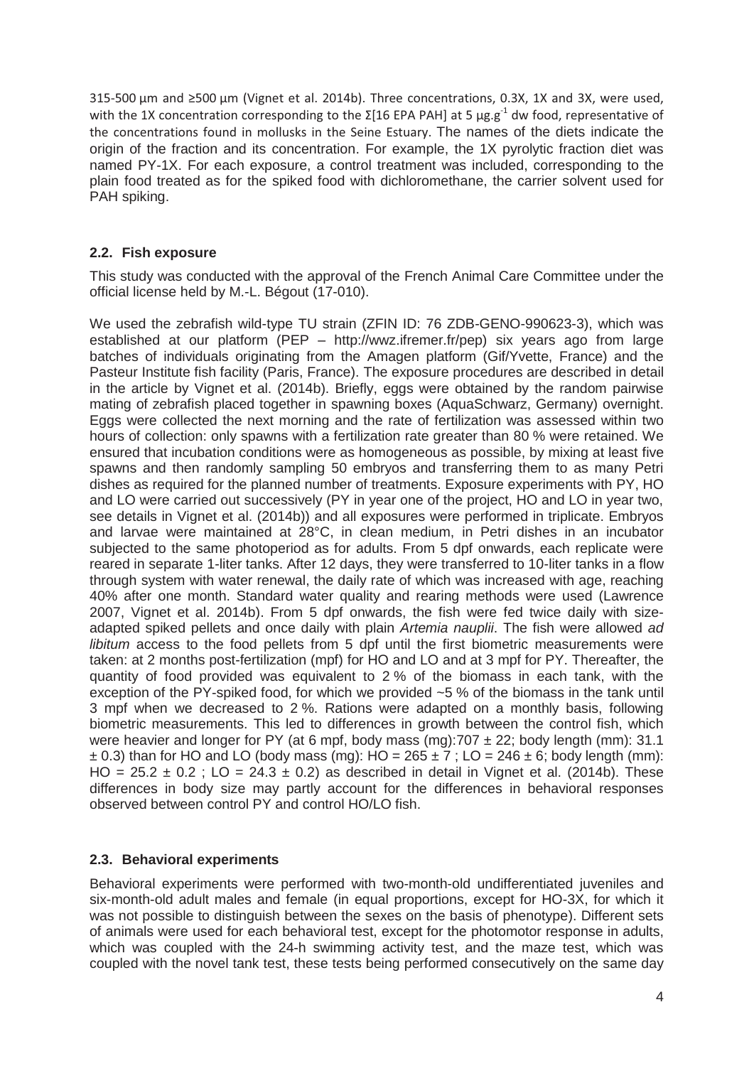315-500 µm and ≥500 µm (Vignet et al. 2014b). Three concentrations, 0.3X, 1X and 3X, were used, with the 1X concentration corresponding to the Σ[16 EPA PAH] at 5 µg.g$^{-1}$ dw food, representative of the concentrations found in mollusks in the Seine Estuary. The names of the diets indicate the origin of the fraction and its concentration. For example, the 1X pyrolytic fraction diet was named PY-1X. For each exposure, a control treatment was included, corresponding to the plain food treated as for the spiked food with dichloromethane, the carrier solvent used for PAH spiking.

## 2.2. Fish exposure

This study was conducted with the approval of the French Animal Care Committee under the official license held by M.-L. Bégout (17-010).

We used the zebrafish wild-type TU strain (ZFIN ID: 76 ZDB-GENO-990623-3), which was established at our platform (PEP – http://wwz.ifremer.fr/pep) six years ago from large batches of individuals originating from the Amagen platform (Gif/Yvette, France) and the Pasteur Institute fish facility (Paris, France). The exposure procedures are described in detail in the article by Vignet et al. (2014b). Briefly, eggs were obtained by the random pairwise mating of zebrafish placed together in spawning boxes (AquaSchwarz, Germany) overnight. Eggs were collected the next morning and the rate of fertilization was assessed within two hours of collection: only spawns with a fertilization rate greater than 80 % were retained. We ensured that incubation conditions were as homogeneous as possible, by mixing at least five spawns and then randomly sampling 50 embryos and transferring them to as many Petri dishes as required for the planned number of treatments. Exposure experiments with PY, HO and LO were carried out successively (PY in year one of the project, HO and LO in year two, see details in Vignet et al. (2014b)) and all exposures were performed in triplicate. Embryos and larvae were maintained at 28°C, in clean medium, in Petri dishes in an incubator subjected to the same photoperiod as for adults. From 5 dpf onwards, each replicate were reared in separate 1-liter tanks. After 12 days, they were transferred to 10-liter tanks in a flow through system with water renewal, the daily rate of which was increased with age, reaching 40% after one month. Standard water quality and rearing methods were used (Lawrence 2007, Vignet et al. 2014b). From 5 dpf onwards, the fish were fed twice daily with size-adapted spiked pellets and once daily with plain *Artemia nauplii*. The fish were allowed *ad libitum* access to the food pellets from 5 dpf until the first biometric measurements were taken: at 2 months post-fertilization (mpf) for HO and LO and at 3 mpf for PY. Thereafter, the quantity of food provided was equivalent to 2 % of the biomass in each tank, with the exception of the PY-spiked food, for which we provided ~5 % of the biomass in the tank until 3 mpf when we decreased to 2 %. Rations were adapted on a monthly basis, following biometric measurements. This led to differences in growth between the control fish, which were heavier and longer for PY (at 6 mpf, body mass (mg):707 ± 22; body length (mm): 31.1 ± 0.3) than for HO and LO (body mass (mg): HO = 265 ± 7 ; LO = 246 ± 6; body length (mm): HO = 25.2 ± 0.2 ; LO = 24.3 ± 0.2) as described in detail in Vignet et al. (2014b). These differences in body size may partly account for the differences in behavioral responses observed between control PY and control HO/LO fish.

## 2.3. Behavioral experiments

Behavioral experiments were performed with two-month-old undifferentiated juveniles and six-month-old adult males and female (in equal proportions, except for HO-3X, for which it was not possible to distinguish between the sexes on the basis of phenotype). Different sets of animals were used for each behavioral test, except for the photomotor response in adults, which was coupled with the 24-h swimming activity test, and the maze test, which was coupled with the novel tank test, these tests being performed consecutively on the same day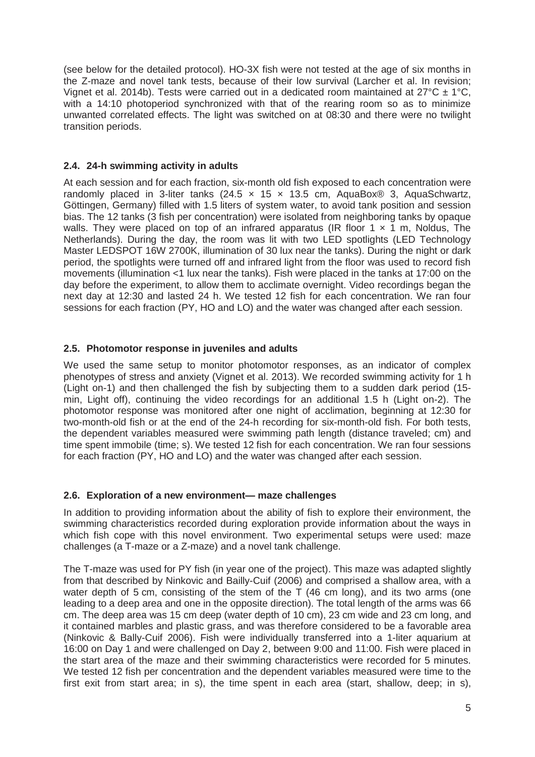(see below for the detailed protocol). HO-3X fish were not tested at the age of six months in the Z-maze and novel tank tests, because of their low survival (Larcher et al. In revision; Vignet et al. 2014b). Tests were carried out in a dedicated room maintained at 27°C ± 1°C, with a 14:10 photoperiod synchronized with that of the rearing room so as to minimize unwanted correlated effects. The light was switched on at 08:30 and there were no twilight transition periods.

## 2.4. 24-h swimming activity in adults

At each session and for each fraction, six-month old fish exposed to each concentration were randomly placed in 3-liter tanks (24.5 × 15 × 13.5 cm, AquaBox® 3, AquaSchwartz, Göttingen, Germany) filled with 1.5 liters of system water, to avoid tank position and session bias. The 12 tanks (3 fish per concentration) were isolated from neighboring tanks by opaque walls. They were placed on top of an infrared apparatus (IR floor 1 × 1 m, Noldus, The Netherlands). During the day, the room was lit with two LED spotlights (LED Technology Master LEDSPOT 16W 2700K, illumination of 30 lux near the tanks). During the night or dark period, the spotlights were turned off and infrared light from the floor was used to record fish movements (illumination <1 lux near the tanks). Fish were placed in the tanks at 17:00 on the day before the experiment, to allow them to acclimate overnight. Video recordings began the next day at 12:30 and lasted 24 h. We tested 12 fish for each concentration. We ran four sessions for each fraction (PY, HO and LO) and the water was changed after each session.

## 2.5. Photomotor response in juveniles and adults

We used the same setup to monitor photomotor responses, as an indicator of complex phenotypes of stress and anxiety (Vignet et al. 2013). We recorded swimming activity for 1 h (Light on-1) and then challenged the fish by subjecting them to a sudden dark period (15-min, Light off), continuing the video recordings for an additional 1.5 h (Light on-2). The photomotor response was monitored after one night of acclimation, beginning at 12:30 for two-month-old fish or at the end of the 24-h recording for six-month-old fish. For both tests, the dependent variables measured were swimming path length (distance traveled; cm) and time spent immobile (time; s). We tested 12 fish for each concentration. We ran four sessions for each fraction (PY, HO and LO) and the water was changed after each session.

## 2.6. Exploration of a new environment— maze challenges

In addition to providing information about the ability of fish to explore their environment, the swimming characteristics recorded during exploration provide information about the ways in which fish cope with this novel environment. Two experimental setups were used: maze challenges (a T-maze or a Z-maze) and a novel tank challenge.

The T-maze was used for PY fish (in year one of the project). This maze was adapted slightly from that described by Ninkovic and Bailly-Cuif (2006) and comprised a shallow area, with a water depth of 5 cm, consisting of the stem of the T (46 cm long), and its two arms (one leading to a deep area and one in the opposite direction). The total length of the arms was 66 cm. The deep area was 15 cm deep (water depth of 10 cm), 23 cm wide and 23 cm long, and it contained marbles and plastic grass, and was therefore considered to be a favorable area (Ninkovic & Bally-Cuif 2006). Fish were individually transferred into a 1-liter aquarium at 16:00 on Day 1 and were challenged on Day 2, between 9:00 and 11:00. Fish were placed in the start area of the maze and their swimming characteristics were recorded for 5 minutes. We tested 12 fish per concentration and the dependent variables measured were time to the first exit from start area; in s), the time spent in each area (start, shallow, deep; in s),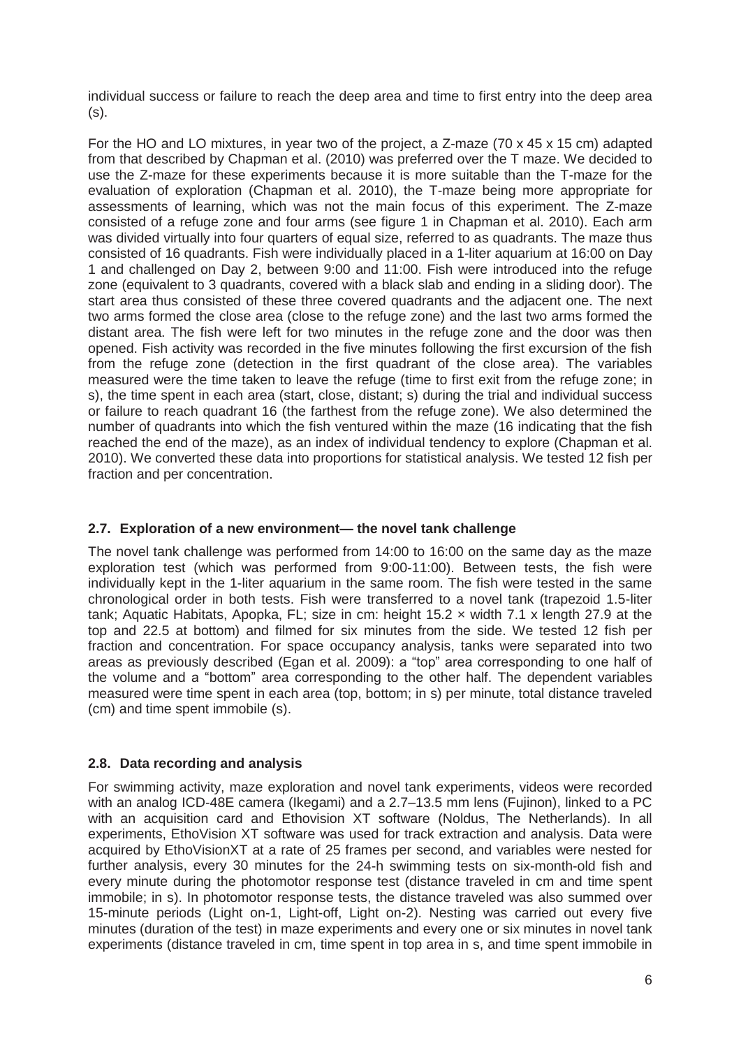individual success or failure to reach the deep area and time to first entry into the deep area (s).

For the HO and LO mixtures, in year two of the project, a Z-maze (70 x 45 x 15 cm) adapted from that described by Chapman et al. (2010) was preferred over the T maze. We decided to use the Z-maze for these experiments because it is more suitable than the T-maze for the evaluation of exploration (Chapman et al. 2010), the T-maze being more appropriate for assessments of learning, which was not the main focus of this experiment. The Z-maze consisted of a refuge zone and four arms (see figure 1 in Chapman et al. 2010). Each arm was divided virtually into four quarters of equal size, referred to as quadrants. The maze thus consisted of 16 quadrants. Fish were individually placed in a 1-liter aquarium at 16:00 on Day 1 and challenged on Day 2, between 9:00 and 11:00. Fish were introduced into the refuge zone (equivalent to 3 quadrants, covered with a black slab and ending in a sliding door). The start area thus consisted of these three covered quadrants and the adjacent one. The next two arms formed the close area (close to the refuge zone) and the last two arms formed the distant area. The fish were left for two minutes in the refuge zone and the door was then opened. Fish activity was recorded in the five minutes following the first excursion of the fish from the refuge zone (detection in the first quadrant of the close area). The variables measured were the time taken to leave the refuge (time to first exit from the refuge zone; in s), the time spent in each area (start, close, distant; s) during the trial and individual success or failure to reach quadrant 16 (the farthest from the refuge zone). We also determined the number of quadrants into which the fish ventured within the maze (16 indicating that the fish reached the end of the maze), as an index of individual tendency to explore (Chapman et al. 2010). We converted these data into proportions for statistical analysis. We tested 12 fish per fraction and per concentration.

## 2.7. Exploration of a new environment— the novel tank challenge

The novel tank challenge was performed from 14:00 to 16:00 on the same day as the maze exploration test (which was performed from 9:00-11:00). Between tests, the fish were individually kept in the 1-liter aquarium in the same room. The fish were tested in the same chronological order in both tests. Fish were transferred to a novel tank (trapezoid 1.5-liter tank; Aquatic Habitats, Apopka, FL; size in cm: height 15.2 × width 7.1 x length 27.9 at the top and 22.5 at bottom) and filmed for six minutes from the side. We tested 12 fish per fraction and concentration. For space occupancy analysis, tanks were separated into two areas as previously described (Egan et al. 2009): a "top" area corresponding to one half of the volume and a "bottom" area corresponding to the other half. The dependent variables measured were time spent in each area (top, bottom; in s) per minute, total distance traveled (cm) and time spent immobile (s).

## 2.8. Data recording and analysis

For swimming activity, maze exploration and novel tank experiments, videos were recorded with an analog ICD-48E camera (Ikegami) and a 2.7–13.5 mm lens (Fujinon), linked to a PC with an acquisition card and Ethovision XT software (Noldus, The Netherlands). In all experiments, EthoVision XT software was used for track extraction and analysis. Data were acquired by EthoVisionXT at a rate of 25 frames per second, and variables were nested for further analysis, every 30 minutes for the 24-h swimming tests on six-month-old fish and every minute during the photomotor response test (distance traveled in cm and time spent immobile; in s). In photomotor response tests, the distance traveled was also summed over 15-minute periods (Light on-1, Light-off, Light on-2). Nesting was carried out every five minutes (duration of the test) in maze experiments and every one or six minutes in novel tank experiments (distance traveled in cm, time spent in top area in s, and time spent immobile in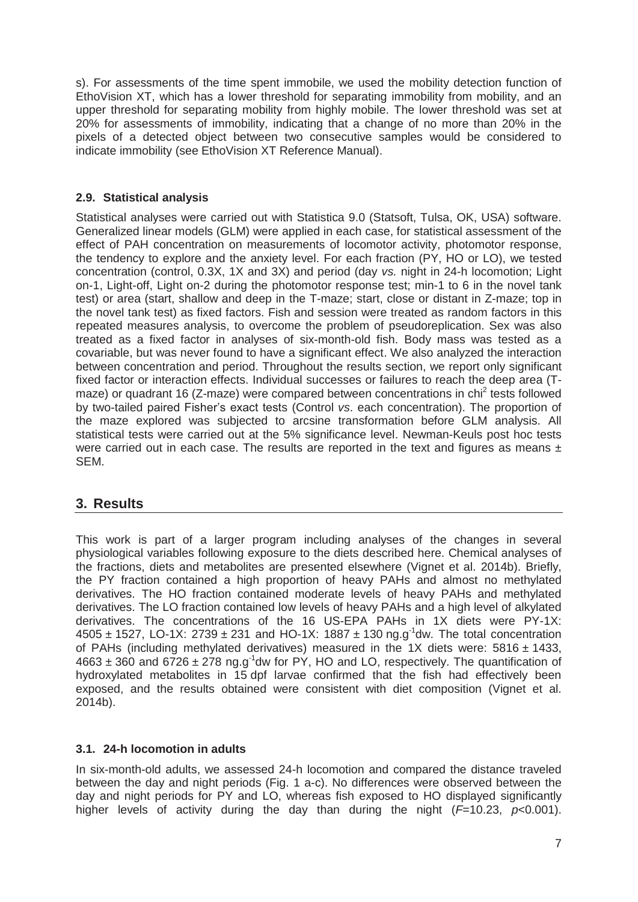s). For assessments of the time spent immobile, we used the mobility detection function of EthoVision XT, which has a lower threshold for separating immobility from mobility, and an upper threshold for separating mobility from highly mobile. The lower threshold was set at 20% for assessments of immobility, indicating that a change of no more than 20% in the pixels of a detected object between two consecutive samples would be considered to indicate immobility (see EthoVision XT Reference Manual).

### 2.9. Statistical analysis

Statistical analyses were carried out with Statistica 9.0 (Statsoft, Tulsa, OK, USA) software. Generalized linear models (GLM) were applied in each case, for statistical assessment of the effect of PAH concentration on measurements of locomotor activity, photomotor response, the tendency to explore and the anxiety level. For each fraction (PY, HO or LO), we tested concentration (control, 0.3X, 1X and 3X) and period (day *vs.* night in 24-h locomotion; Light on-1, Light-off, Light on-2 during the photomotor response test; min-1 to 6 in the novel tank test) or area (start, shallow and deep in the T-maze; start, close or distant in Z-maze; top in the novel tank test) as fixed factors. Fish and session were treated as random factors in this repeated measures analysis, to overcome the problem of pseudoreplication. Sex was also treated as a fixed factor in analyses of six-month-old fish. Body mass was tested as a covariable, but was never found to have a significant effect. We also analyzed the interaction between concentration and period. Throughout the results section, we report only significant fixed factor or interaction effects. Individual successes or failures to reach the deep area (T-maze) or quadrant 16 (Z-maze) were compared between concentrations in chi$^2$ tests followed by two-tailed paired Fisher's exact tests (Control *vs*. each concentration). The proportion of the maze explored was subjected to arcsine transformation before GLM analysis. All statistical tests were carried out at the 5% significance level. Newman-Keuls post hoc tests were carried out in each case. The results are reported in the text and figures as means ± SEM.

## 3. Results

This work is part of a larger program including analyses of the changes in several physiological variables following exposure to the diets described here. Chemical analyses of the fractions, diets and metabolites are presented elsewhere (Vignet et al. 2014b). Briefly, the PY fraction contained a high proportion of heavy PAHs and almost no methylated derivatives. The HO fraction contained moderate levels of heavy PAHs and methylated derivatives. The LO fraction contained low levels of heavy PAHs and a high level of alkylated derivatives. The concentrations of the 16 US-EPA PAHs in 1X diets were PY-1X: 4505 ± 1527, LO-1X: 2739 ± 231 and HO-1X: 1887 ± 130 ng.g$^{-1}$dw. The total concentration of PAHs (including methylated derivatives) measured in the 1X diets were: 5816 ± 1433, 4663 ± 360 and 6726 ± 278 ng.g$^{-1}$dw for PY, HO and LO, respectively. The quantification of hydroxylated metabolites in 15 dpf larvae confirmed that the fish had effectively been exposed, and the results obtained were consistent with diet composition (Vignet et al. 2014b).

### 3.1. 24-h locomotion in adults

In six-month-old adults, we assessed 24-h locomotion and compared the distance traveled between the day and night periods (Fig. 1 a-c). No differences were observed between the day and night periods for PY and LO, whereas fish exposed to HO displayed significantly higher levels of activity during the day than during the night ($F$=10.23, $p$<0.001).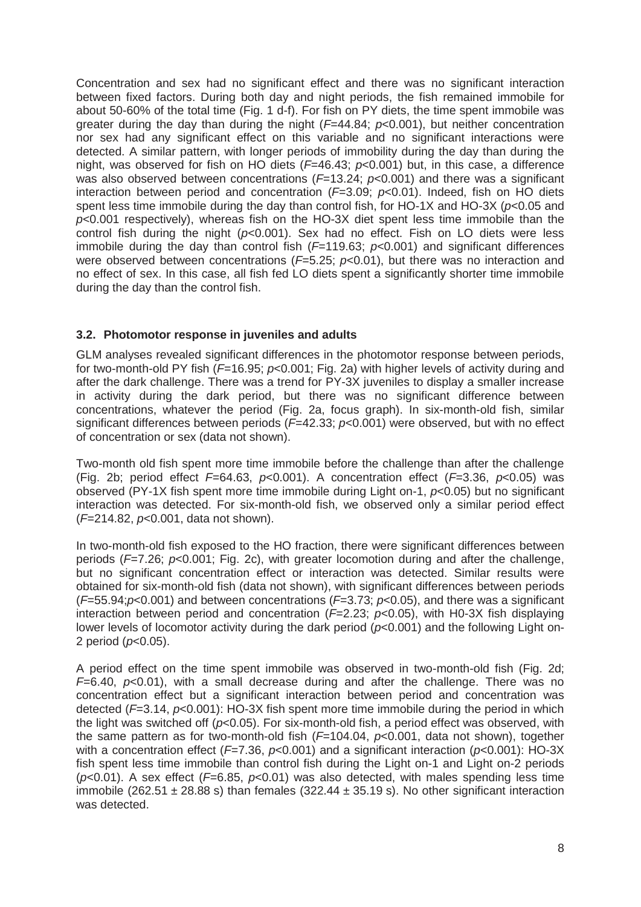Concentration and sex had no significant effect and there was no significant interaction between fixed factors. During both day and night periods, the fish remained immobile for about 50-60% of the total time (Fig. 1 d-f). For fish on PY diets, the time spent immobile was greater during the day than during the night ($F$=44.84; $p$<0.001), but neither concentration nor sex had any significant effect on this variable and no significant interactions were detected. A similar pattern, with longer periods of immobility during the day than during the night, was observed for fish on HO diets ($F$=46.43; $p$<0.001) but, in this case, a difference was also observed between concentrations ($F$=13.24; $p$<0.001) and there was a significant interaction between period and concentration ($F$=3.09; $p$<0.01). Indeed, fish on HO diets spent less time immobile during the day than control fish, for HO-1X and HO-3X ($p$<0.05 and $p$<0.001 respectively), whereas fish on the HO-3X diet spent less time immobile than the control fish during the night ($p$<0.001). Sex had no effect. Fish on LO diets were less immobile during the day than control fish ($F$=119.63; $p$<0.001) and significant differences were observed between concentrations ($F$=5.25; $p$<0.01), but there was no interaction and no effect of sex. In this case, all fish fed LO diets spent a significantly shorter time immobile during the day than the control fish.

### 3.2. Photomotor response in juveniles and adults

GLM analyses revealed significant differences in the photomotor response between periods, for two-month-old PY fish ($F$=16.95; $p$<0.001; Fig. 2a) with higher levels of activity during and after the dark challenge. There was a trend for PY-3X juveniles to display a smaller increase in activity during the dark period, but there was no significant difference between concentrations, whatever the period (Fig. 2a, focus graph). In six-month-old fish, similar significant differences between periods ($F$=42.33; $p$<0.001) were observed, but with no effect of concentration or sex (data not shown).

Two-month old fish spent more time immobile before the challenge than after the challenge (Fig. 2b; period effect $F$=64.63, $p$<0.001). A concentration effect ($F$=3.36, $p$<0.05) was observed (PY-1X fish spent more time immobile during Light on-1, $p$<0.05) but no significant interaction was detected. For six-month-old fish, we observed only a similar period effect ($F$=214.82, $p$<0.001, data not shown).

In two-month-old fish exposed to the HO fraction, there were significant differences between periods ($F$=7.26; $p$<0.001; Fig. 2c), with greater locomotion during and after the challenge, but no significant concentration effect or interaction was detected. Similar results were obtained for six-month-old fish (data not shown), with significant differences between periods ($F$=55.94;$p$<0.001) and between concentrations ($F$=3.73; $p$<0.05), and there was a significant interaction between period and concentration ($F$=2.23; $p$<0.05), with H0-3X fish displaying lower levels of locomotor activity during the dark period ($p$<0.001) and the following Light on-2 period ($p$<0.05).

A period effect on the time spent immobile was observed in two-month-old fish (Fig. 2d; $F$=6.40, $p$<0.01), with a small decrease during and after the challenge. There was no concentration effect but a significant interaction between period and concentration was detected ($F$=3.14, $p$<0.001): HO-3X fish spent more time immobile during the period in which the light was switched off ($p$<0.05). For six-month-old fish, a period effect was observed, with the same pattern as for two-month-old fish ($F$=104.04, $p$<0.001, data not shown), together with a concentration effect ($F$=7.36, $p$<0.001) and a significant interaction ($p$<0.001): HO-3X fish spent less time immobile than control fish during the Light on-1 and Light on-2 periods ($p$<0.01). A sex effect ($F$=6.85, $p$<0.01) was also detected, with males spending less time immobile (262.51 ± 28.88 s) than females (322.44 ± 35.19 s). No other significant interaction was detected.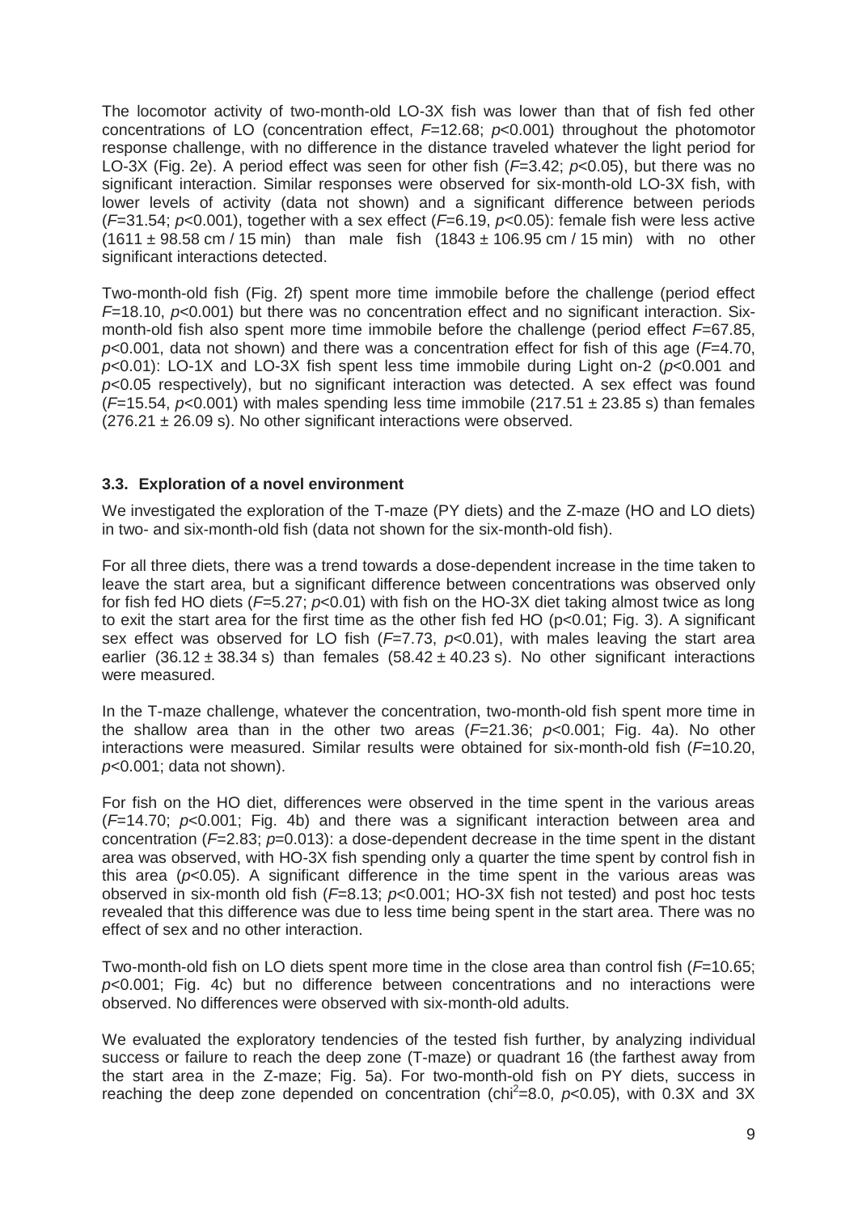The locomotor activity of two-month-old LO-3X fish was lower than that of fish fed other concentrations of LO (concentration effect, $F=12.68$; $p<0.001$) throughout the photomotor response challenge, with no difference in the distance traveled whatever the light period for LO-3X (Fig. 2e). A period effect was seen for other fish ($F=3.42$; $p<0.05$), but there was no significant interaction. Similar responses were observed for six-month-old LO-3X fish, with lower levels of activity (data not shown) and a significant difference between periods ($F=31.54$; $p<0.001$), together with a sex effect ($F=6.19$, $p<0.05$): female fish were less active ($1611 \pm 98.58$ cm / 15 min) than male fish ($1843 \pm 106.95$ cm / 15 min) with no other significant interactions detected.

Two-month-old fish (Fig. 2f) spent more time immobile before the challenge (period effect $F=18.10$, $p<0.001$) but there was no concentration effect and no significant interaction. Six-month-old fish also spent more time immobile before the challenge (period effect $F=67.85$, $p<0.001$, data not shown) and there was a concentration effect for fish of this age ($F=4.70$, $p<0.01$): LO-1X and LO-3X fish spent less time immobile during Light on-2 ($p<0.001$ and $p<0.05$ respectively), but no significant interaction was detected. A sex effect was found ($F=15.54$, $p<0.001$) with males spending less time immobile ($217.51 \pm 23.85$ s) than females ($276.21 \pm 26.09$ s). No other significant interactions were observed.

### 3.3. Exploration of a novel environment

We investigated the exploration of the T-maze (PY diets) and the Z-maze (HO and LO diets) in two- and six-month-old fish (data not shown for the six-month-old fish).

For all three diets, there was a trend towards a dose-dependent increase in the time taken to leave the start area, but a significant difference between concentrations was observed only for fish fed HO diets ($F=5.27$; $p<0.01$) with fish on the HO-3X diet taking almost twice as long to exit the start area for the first time as the other fish fed HO ($p<0.01$; Fig. 3). A significant sex effect was observed for LO fish ($F=7.73$, $p<0.01$), with males leaving the start area earlier ($36.12 \pm 38.34$ s) than females ($58.42 \pm 40.23$ s). No other significant interactions were measured.

In the T-maze challenge, whatever the concentration, two-month-old fish spent more time in the shallow area than in the other two areas ($F=21.36$; $p<0.001$; Fig. 4a). No other interactions were measured. Similar results were obtained for six-month-old fish ($F=10.20$, $p<0.001$; data not shown).

For fish on the HO diet, differences were observed in the time spent in the various areas ($F=14.70$; $p<0.001$; Fig. 4b) and there was a significant interaction between area and concentration ($F=2.83$; $p=0.013$): a dose-dependent decrease in the time spent in the distant area was observed, with HO-3X fish spending only a quarter the time spent by control fish in this area ($p<0.05$). A significant difference in the time spent in the various areas was observed in six-month old fish ($F=8.13$; $p<0.001$; HO-3X fish not tested) and post hoc tests revealed that this difference was due to less time being spent in the start area. There was no effect of sex and no other interaction.

Two-month-old fish on LO diets spent more time in the close area than control fish ($F=10.65$; $p<0.001$; Fig. 4c) but no difference between concentrations and no interactions were observed. No differences were observed with six-month-old adults.

We evaluated the exploratory tendencies of the tested fish further, by analyzing individual success or failure to reach the deep zone (T-maze) or quadrant 16 (the farthest away from the start area in the Z-maze; Fig. 5a). For two-month-old fish on PY diets, success in reaching the deep zone depended on concentration ($chi^2=8.0$, $p<0.05$), with 0.3X and 3X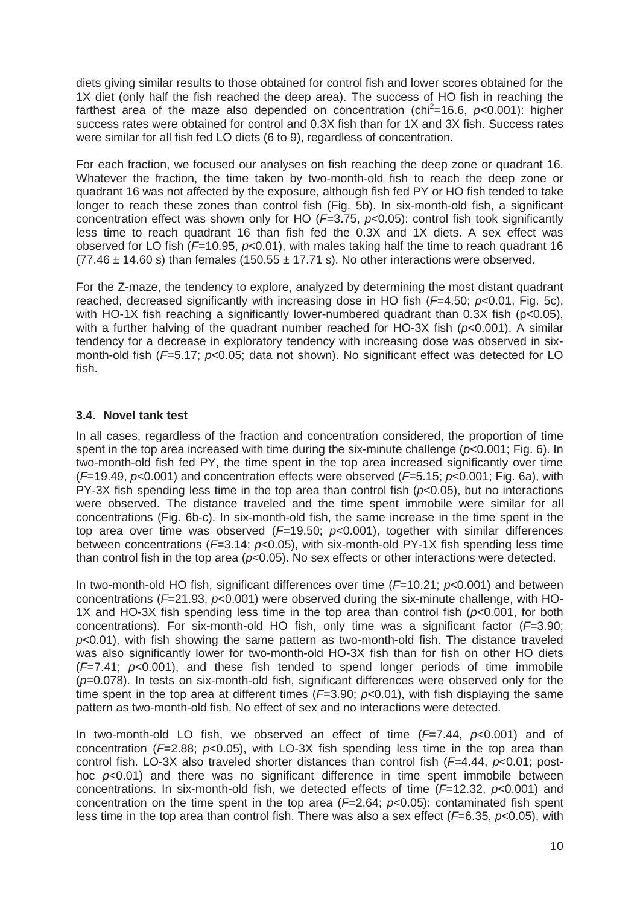diets giving similar results to those obtained for control fish and lower scores obtained for the 1X diet (only half the fish reached the deep area). The success of HO fish in reaching the farthest area of the maze also depended on concentration ($chi^2$=16.6, $p$<0.001): higher success rates were obtained for control and 0.3X fish than for 1X and 3X fish. Success rates were similar for all fish fed LO diets (6 to 9), regardless of concentration.

For each fraction, we focused our analyses on fish reaching the deep zone or quadrant 16. Whatever the fraction, the time taken by two-month-old fish to reach the deep zone or quadrant 16 was not affected by the exposure, although fish fed PY or HO fish tended to take longer to reach these zones than control fish (Fig. 5b). In six-month-old fish, a significant concentration effect was shown only for HO ($F$=3.75, $p$<0.05): control fish took significantly less time to reach quadrant 16 than fish fed the 0.3X and 1X diets. A sex effect was observed for LO fish ($F$=10.95, $p$<0.01), with males taking half the time to reach quadrant 16 (77.46 ± 14.60 s) than females (150.55 ± 17.71 s). No other interactions were observed.

For the Z-maze, the tendency to explore, analyzed by determining the most distant quadrant reached, decreased significantly with increasing dose in HO fish ($F$=4.50; $p$<0.01, Fig. 5c), with HO-1X fish reaching a significantly lower-numbered quadrant than 0.3X fish (p<0.05), with a further halving of the quadrant number reached for HO-3X fish ($p$<0.001). A similar tendency for a decrease in exploratory tendency with increasing dose was observed in six-month-old fish ($F$=5.17; $p$<0.05; data not shown). No significant effect was detected for LO fish.

### 3.4. Novel tank test

In all cases, regardless of the fraction and concentration considered, the proportion of time spent in the top area increased with time during the six-minute challenge ($p$<0.001; Fig. 6). In two-month-old fish fed PY, the time spent in the top area increased significantly over time ($F$=19.49, $p$<0.001) and concentration effects were observed ($F$=5.15; $p$<0.001; Fig. 6a), with PY-3X fish spending less time in the top area than control fish ($p$<0.05), but no interactions were observed. The distance traveled and the time spent immobile were similar for all concentrations (Fig. 6b-c). In six-month-old fish, the same increase in the time spent in the top area over time was observed ($F$=19.50; $p$<0.001), together with similar differences between concentrations ($F$=3.14; $p$<0.05), with six-month-old PY-1X fish spending less time than control fish in the top area ($p$<0.05). No sex effects or other interactions were detected.

In two-month-old HO fish, significant differences over time ($F$=10.21; $p$<0.001) and between concentrations ($F$=21.93, $p$<0.001) were observed during the six-minute challenge, with HO-1X and HO-3X fish spending less time in the top area than control fish ($p$<0.001, for both concentrations). For six-month-old HO fish, only time was a significant factor ($F$=3.90; $p$<0.01), with fish showing the same pattern as two-month-old fish. The distance traveled was also significantly lower for two-month-old HO-3X fish than for fish on other HO diets ($F$=7.41; $p$<0.001), and these fish tended to spend longer periods of time immobile ($p$=0.078). In tests on six-month-old fish, significant differences were observed only for the time spent in the top area at different times ($F$=3.90; $p$<0.01), with fish displaying the same pattern as two-month-old fish. No effect of sex and no interactions were detected.

In two-month-old LO fish, we observed an effect of time ($F$=7.44, $p$<0.001) and of concentration ($F$=2.88; $p$<0.05), with LO-3X fish spending less time in the top area than control fish. LO-3X also traveled shorter distances than control fish ($F$=4.44, $p$<0.01; post-hoc $p$<0.01) and there was no significant difference in time spent immobile between concentrations. In six-month-old fish, we detected effects of time ($F$=12.32, $p$<0.001) and concentration on the time spent in the top area ($F$=2.64; $p$<0.05): contaminated fish spent less time in the top area than control fish. There was also a sex effect ($F$=6.35, $p$<0.05), with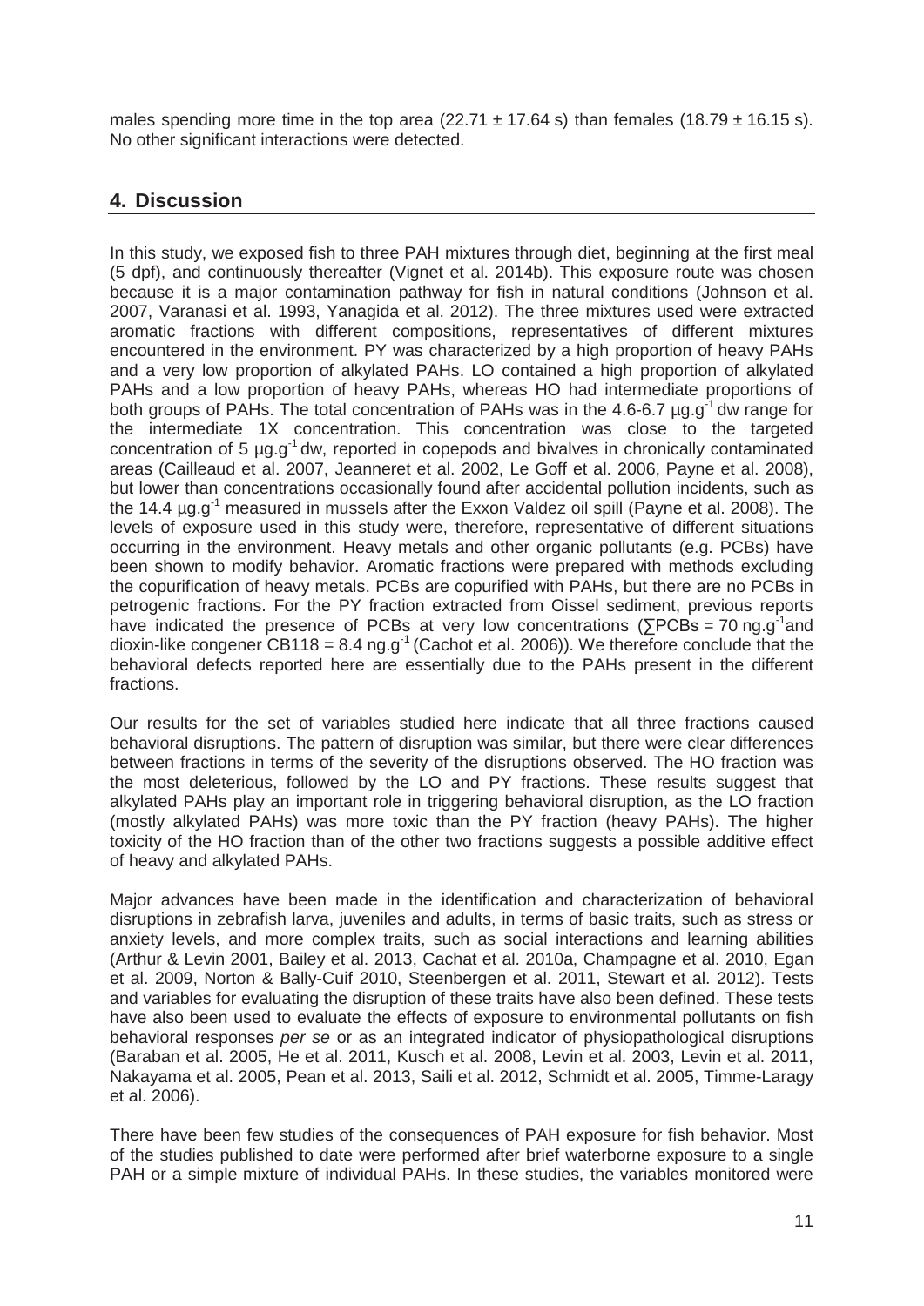males spending more time in the top area (22.71 ± 17.64 s) than females (18.79 ± 16.15 s). No other significant interactions were detected.

## 4. Discussion

In this study, we exposed fish to three PAH mixtures through diet, beginning at the first meal (5 dpf), and continuously thereafter (Vignet et al. 2014b). This exposure route was chosen because it is a major contamination pathway for fish in natural conditions (Johnson et al. 2007, Varanasi et al. 1993, Yanagida et al. 2012). The three mixtures used were extracted aromatic fractions with different compositions, representatives of different mixtures encountered in the environment. PY was characterized by a high proportion of heavy PAHs and a very low proportion of alkylated PAHs. LO contained a high proportion of alkylated PAHs and a low proportion of heavy PAHs, whereas HO had intermediate proportions of both groups of PAHs. The total concentration of PAHs was in the 4.6-6.7 $\mu g.g^{-1}$ dw range for the intermediate 1X concentration. This concentration was close to the targeted concentration of 5 $\mu g.g^{-1}$ dw, reported in copepods and bivalves in chronically contaminated areas (Cailleaud et al. 2007, Jeanneret et al. 2002, Le Goff et al. 2006, Payne et al. 2008), but lower than concentrations occasionally found after accidental pollution incidents, such as the 14.4 $\mu g.g^{-1}$ measured in mussels after the Exxon Valdez oil spill (Payne et al. 2008). The levels of exposure used in this study were, therefore, representative of different situations occurring in the environment. Heavy metals and other organic pollutants (e.g. PCBs) have been shown to modify behavior. Aromatic fractions were prepared with methods excluding the copurification of heavy metals. PCBs are copurified with PAHs, but there are no PCBs in petrogenic fractions. For the PY fraction extracted from Oissel sediment, previous reports have indicated the presence of PCBs at very low concentrations ($\sum$PCBs = 70 $ng.g^{-1}$ and dioxin-like congener CB118 = 8.4 $ng.g^{-1}$ (Cachot et al. 2006)). We therefore conclude that the behavioral defects reported here are essentially due to the PAHs present in the different fractions.

Our results for the set of variables studied here indicate that all three fractions caused behavioral disruptions. The pattern of disruption was similar, but there were clear differences between fractions in terms of the severity of the disruptions observed. The HO fraction was the most deleterious, followed by the LO and PY fractions. These results suggest that alkylated PAHs play an important role in triggering behavioral disruption, as the LO fraction (mostly alkylated PAHs) was more toxic than the PY fraction (heavy PAHs). The higher toxicity of the HO fraction than of the other two fractions suggests a possible additive effect of heavy and alkylated PAHs.

Major advances have been made in the identification and characterization of behavioral disruptions in zebrafish larva, juveniles and adults, in terms of basic traits, such as stress or anxiety levels, and more complex traits, such as social interactions and learning abilities (Arthur & Levin 2001, Bailey et al. 2013, Cachat et al. 2010a, Champagne et al. 2010, Egan et al. 2009, Norton & Bally-Cuif 2010, Steenbergen et al. 2011, Stewart et al. 2012). Tests and variables for evaluating the disruption of these traits have also been defined. These tests have also been used to evaluate the effects of exposure to environmental pollutants on fish behavioral responses *per se* or as an integrated indicator of physiopathological disruptions (Baraban et al. 2005, He et al. 2011, Kusch et al. 2008, Levin et al. 2003, Levin et al. 2011, Nakayama et al. 2005, Pean et al. 2013, Saili et al. 2012, Schmidt et al. 2005, Timme-Laragy et al. 2006).

There have been few studies of the consequences of PAH exposure for fish behavior. Most of the studies published to date were performed after brief waterborne exposure to a single PAH or a simple mixture of individual PAHs. In these studies, the variables monitored were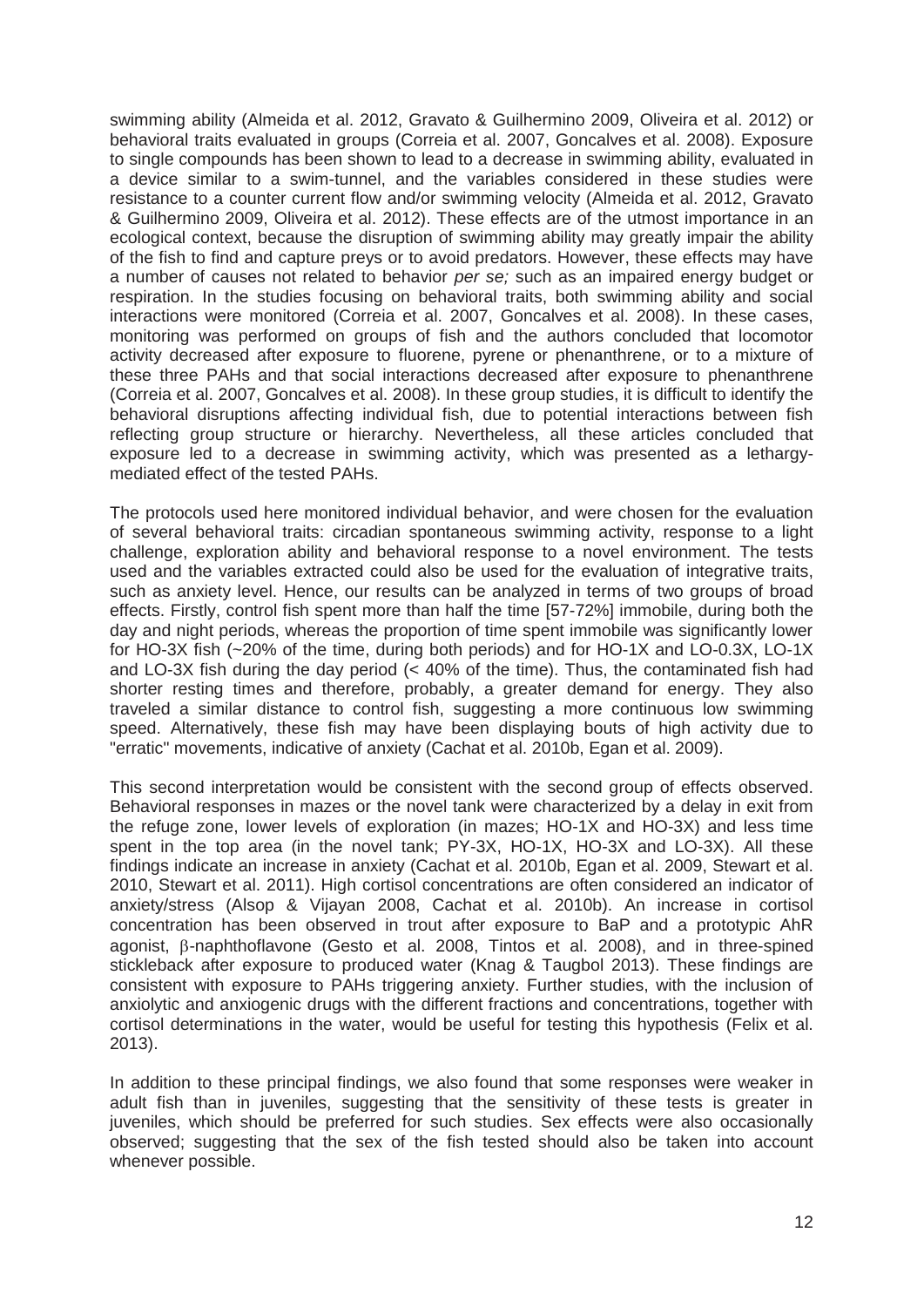swimming ability (Almeida et al. 2012, Gravato & Guilhermino 2009, Oliveira et al. 2012) or behavioral traits evaluated in groups (Correia et al. 2007, Goncalves et al. 2008). Exposure to single compounds has been shown to lead to a decrease in swimming ability, evaluated in a device similar to a swim-tunnel, and the variables considered in these studies were resistance to a counter current flow and/or swimming velocity (Almeida et al. 2012, Gravato & Guilhermino 2009, Oliveira et al. 2012). These effects are of the utmost importance in an ecological context, because the disruption of swimming ability may greatly impair the ability of the fish to find and capture preys or to avoid predators. However, these effects may have a number of causes not related to behavior *per se;* such as an impaired energy budget or respiration. In the studies focusing on behavioral traits, both swimming ability and social interactions were monitored (Correia et al. 2007, Goncalves et al. 2008). In these cases, monitoring was performed on groups of fish and the authors concluded that locomotor activity decreased after exposure to fluorene, pyrene or phenanthrene, or to a mixture of these three PAHs and that social interactions decreased after exposure to phenanthrene (Correia et al. 2007, Goncalves et al. 2008). In these group studies, it is difficult to identify the behavioral disruptions affecting individual fish, due to potential interactions between fish reflecting group structure or hierarchy. Nevertheless, all these articles concluded that exposure led to a decrease in swimming activity, which was presented as a lethargy-mediated effect of the tested PAHs.

The protocols used here monitored individual behavior, and were chosen for the evaluation of several behavioral traits: circadian spontaneous swimming activity, response to a light challenge, exploration ability and behavioral response to a novel environment. The tests used and the variables extracted could also be used for the evaluation of integrative traits, such as anxiety level. Hence, our results can be analyzed in terms of two groups of broad effects. Firstly, control fish spent more than half the time [57-72%] immobile, during both the day and night periods, whereas the proportion of time spent immobile was significantly lower for HO-3X fish (~20% of the time, during both periods) and for HO-1X and LO-0.3X, LO-1X and LO-3X fish during the day period (< 40% of the time). Thus, the contaminated fish had shorter resting times and therefore, probably, a greater demand for energy. They also traveled a similar distance to control fish, suggesting a more continuous low swimming speed. Alternatively, these fish may have been displaying bouts of high activity due to "erratic" movements, indicative of anxiety (Cachat et al. 2010b, Egan et al. 2009).

This second interpretation would be consistent with the second group of effects observed. Behavioral responses in mazes or the novel tank were characterized by a delay in exit from the refuge zone, lower levels of exploration (in mazes; HO-1X and HO-3X) and less time spent in the top area (in the novel tank; PY-3X, HO-1X, HO-3X and LO-3X). All these findings indicate an increase in anxiety (Cachat et al. 2010b, Egan et al. 2009, Stewart et al. 2010, Stewart et al. 2011). High cortisol concentrations are often considered an indicator of anxiety/stress (Alsop & Vijayan 2008, Cachat et al. 2010b). An increase in cortisol concentration has been observed in trout after exposure to BaP and a prototypic AhR agonist, $\beta$-naphthoflavone (Gesto et al. 2008, Tintos et al. 2008), and in three-spined stickleback after exposure to produced water (Knag & Taugbol 2013). These findings are consistent with exposure to PAHs triggering anxiety. Further studies, with the inclusion of anxiolytic and anxiogenic drugs with the different fractions and concentrations, together with cortisol determinations in the water, would be useful for testing this hypothesis (Felix et al. 2013).

In addition to these principal findings, we also found that some responses were weaker in adult fish than in juveniles, suggesting that the sensitivity of these tests is greater in juveniles, which should be preferred for such studies. Sex effects were also occasionally observed; suggesting that the sex of the fish tested should also be taken into account whenever possible.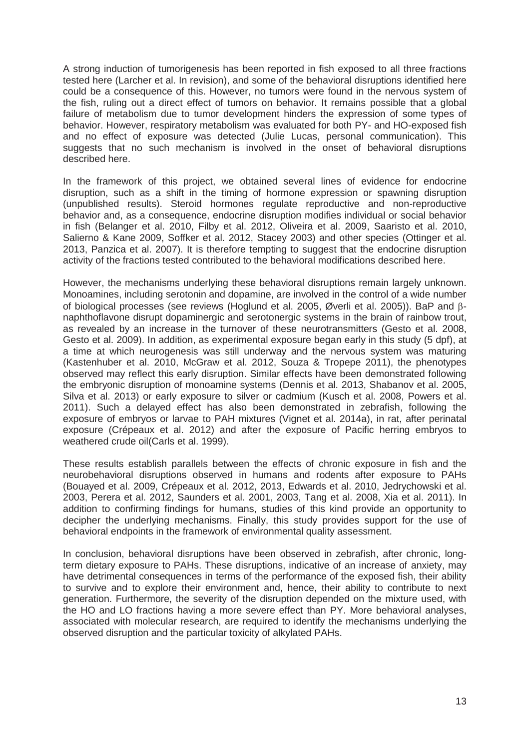A strong induction of tumorigenesis has been reported in fish exposed to all three fractions tested here (Larcher et al. In revision), and some of the behavioral disruptions identified here could be a consequence of this. However, no tumors were found in the nervous system of the fish, ruling out a direct effect of tumors on behavior. It remains possible that a global failure of metabolism due to tumor development hinders the expression of some types of behavior. However, respiratory metabolism was evaluated for both PY- and HO-exposed fish and no effect of exposure was detected (Julie Lucas, personal communication). This suggests that no such mechanism is involved in the onset of behavioral disruptions described here.

In the framework of this project, we obtained several lines of evidence for endocrine disruption, such as a shift in the timing of hormone expression or spawning disruption (unpublished results). Steroid hormones regulate reproductive and non-reproductive behavior and, as a consequence, endocrine disruption modifies individual or social behavior in fish (Belanger et al. 2010, Filby et al. 2012, Oliveira et al. 2009, Saaristo et al. 2010, Salierno & Kane 2009, Soffker et al. 2012, Stacey 2003) and other species (Ottinger et al. 2013, Panzica et al. 2007). It is therefore tempting to suggest that the endocrine disruption activity of the fractions tested contributed to the behavioral modifications described here.

However, the mechanisms underlying these behavioral disruptions remain largely unknown. Monoamines, including serotonin and dopamine, are involved in the control of a wide number of biological processes (see reviews (Hoglund et al. 2005, Øverli et al. 2005)). BaP and $\beta$-naphthoflavone disrupt dopaminergic and serotonergic systems in the brain of rainbow trout, as revealed by an increase in the turnover of these neurotransmitters (Gesto et al. 2008, Gesto et al. 2009). In addition, as experimental exposure began early in this study (5 dpf), at a time at which neurogenesis was still underway and the nervous system was maturing (Kastenhuber et al. 2010, McGraw et al. 2012, Souza & Tropepe 2011), the phenotypes observed may reflect this early disruption. Similar effects have been demonstrated following the embryonic disruption of monoamine systems (Dennis et al. 2013, Shabanov et al. 2005, Silva et al. 2013) or early exposure to silver or cadmium (Kusch et al. 2008, Powers et al. 2011). Such a delayed effect has also been demonstrated in zebrafish, following the exposure of embryos or larvae to PAH mixtures (Vignet et al. 2014a), in rat, after perinatal exposure (Crépeaux et al. 2012) and after the exposure of Pacific herring embryos to weathered crude oil(Carls et al. 1999).

These results establish parallels between the effects of chronic exposure in fish and the neurobehavioral disruptions observed in humans and rodents after exposure to PAHs (Bouayed et al. 2009, Crépeaux et al. 2012, 2013, Edwards et al. 2010, Jedrychowski et al. 2003, Perera et al. 2012, Saunders et al. 2001, 2003, Tang et al. 2008, Xia et al. 2011). In addition to confirming findings for humans, studies of this kind provide an opportunity to decipher the underlying mechanisms. Finally, this study provides support for the use of behavioral endpoints in the framework of environmental quality assessment.

In conclusion, behavioral disruptions have been observed in zebrafish, after chronic, long-term dietary exposure to PAHs. These disruptions, indicative of an increase of anxiety, may have detrimental consequences in terms of the performance of the exposed fish, their ability to survive and to explore their environment and, hence, their ability to contribute to next generation. Furthermore, the severity of the disruption depended on the mixture used, with the HO and LO fractions having a more severe effect than PY. More behavioral analyses, associated with molecular research, are required to identify the mechanisms underlying the observed disruption and the particular toxicity of alkylated PAHs.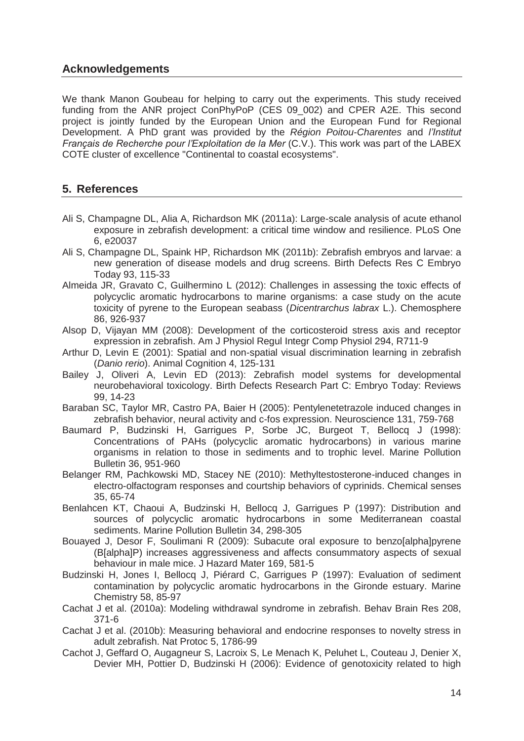## Acknowledgements

We thank Manon Goubeau for helping to carry out the experiments. This study received funding from the ANR project ConPhyPoP (CES 09_002) and CPER A2E. This second project is jointly funded by the European Union and the European Fund for Regional Development. A PhD grant was provided by the *Région Poitou-Charentes* and *l'Institut Français de Recherche pour l'Exploitation de la Mer* (C.V.). This work was part of the LABEX COTE cluster of excellence "Continental to coastal ecosystems".

## 5. References

Ali S, Champagne DL, Alia A, Richardson MK (2011a): Large-scale analysis of acute ethanol exposure in zebrafish development: a critical time window and resilience. PLoS One 6, e20037

Ali S, Champagne DL, Spaink HP, Richardson MK (2011b): Zebrafish embryos and larvae: a new generation of disease models and drug screens. Birth Defects Res C Embryo Today 93, 115-33

Almeida JR, Gravato C, Guilhermino L (2012): Challenges in assessing the toxic effects of polycyclic aromatic hydrocarbons to marine organisms: a case study on the acute toxicity of pyrene to the European seabass (*Dicentrarchus labrax* L.). Chemosphere 86, 926-937

Alsop D, Vijayan MM (2008): Development of the corticosteroid stress axis and receptor expression in zebrafish. Am J Physiol Regul Integr Comp Physiol 294, R711-9

Arthur D, Levin E (2001): Spatial and non-spatial visual discrimination learning in zebrafish (*Danio rerio*). Animal Cognition 4, 125-131

Bailey J, Oliveri A, Levin ED (2013): Zebrafish model systems for developmental neurobehavioral toxicology. Birth Defects Research Part C: Embryo Today: Reviews 99, 14-23

Baraban SC, Taylor MR, Castro PA, Baier H (2005): Pentylenetetrazole induced changes in zebrafish behavior, neural activity and c-fos expression. Neuroscience 131, 759-768

Baumard P, Budzinski H, Garrigues P, Sorbe JC, Burgeot T, Bellocq J (1998): Concentrations of PAHs (polycyclic aromatic hydrocarbons) in various marine organisms in relation to those in sediments and to trophic level. Marine Pollution Bulletin 36, 951-960

Belanger RM, Pachkowski MD, Stacey NE (2010): Methyltestosterone-induced changes in electro-olfactogram responses and courtship behaviors of cyprinids. Chemical senses 35, 65-74

Benlahcen KT, Chaoui A, Budzinski H, Bellocq J, Garrigues P (1997): Distribution and sources of polycyclic aromatic hydrocarbons in some Mediterranean coastal sediments. Marine Pollution Bulletin 34, 298-305

Bouayed J, Desor F, Soulimani R (2009): Subacute oral exposure to benzo[alpha]pyrene (B[alpha]P) increases aggressiveness and affects consummatory aspects of sexual behaviour in male mice. J Hazard Mater 169, 581-5

Budzinski H, Jones I, Bellocq J, Piérard C, Garrigues P (1997): Evaluation of sediment contamination by polycyclic aromatic hydrocarbons in the Gironde estuary. Marine Chemistry 58, 85-97

Cachat J et al. (2010a): Modeling withdrawal syndrome in zebrafish. Behav Brain Res 208, 371-6

Cachat J et al. (2010b): Measuring behavioral and endocrine responses to novelty stress in adult zebrafish. Nat Protoc 5, 1786-99

Cachot J, Geffard O, Augagneur S, Lacroix S, Le Menach K, Peluhet L, Couteau J, Denier X, Devier MH, Pottier D, Budzinski H (2006): Evidence of genotoxicity related to high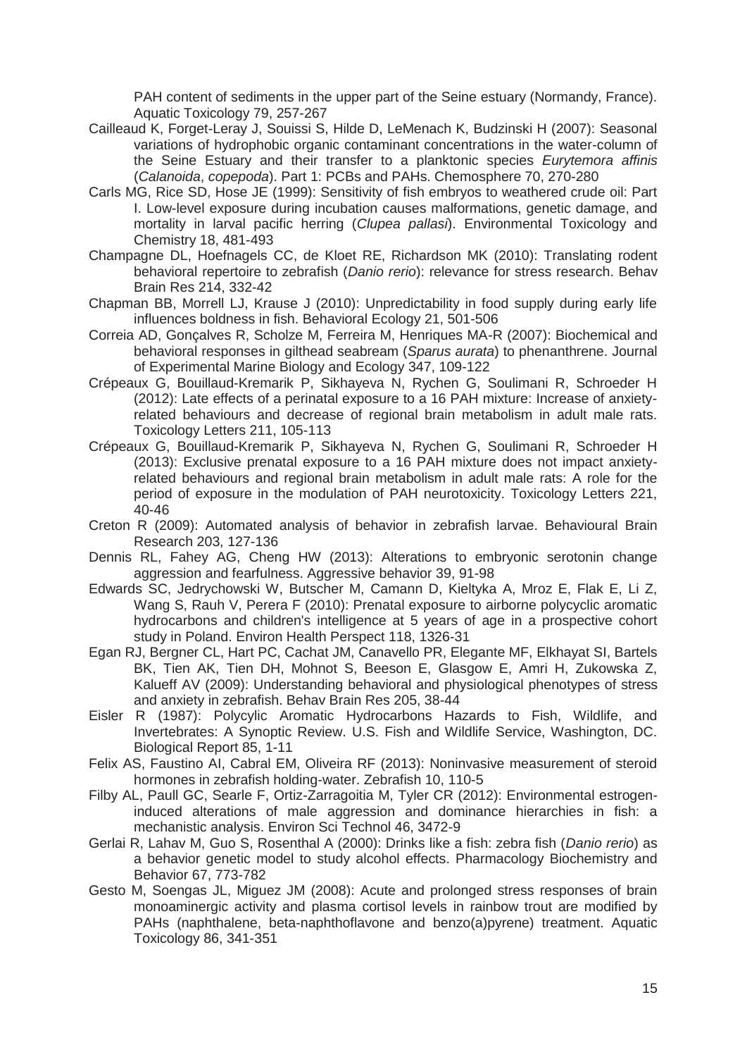PAH content of sediments in the upper part of the Seine estuary (Normandy, France). Aquatic Toxicology 79, 257-267

Cailleaud K, Forget-Leray J, Souissi S, Hilde D, LeMenach K, Budzinski H (2007): Seasonal variations of hydrophobic organic contaminant concentrations in the water-column of the Seine Estuary and their transfer to a planktonic species *Eurytemora affinis* (*Calanoida*, *copepoda*). Part 1: PCBs and PAHs. Chemosphere 70, 270-280

Carls MG, Rice SD, Hose JE (1999): Sensitivity of fish embryos to weathered crude oil: Part I. Low-level exposure during incubation causes malformations, genetic damage, and mortality in larval pacific herring (*Clupea pallasi*). Environmental Toxicology and Chemistry 18, 481-493

Champagne DL, Hoefnagels CC, de Kloet RE, Richardson MK (2010): Translating rodent behavioral repertoire to zebrafish (*Danio rerio*): relevance for stress research. Behav Brain Res 214, 332-42

Chapman BB, Morrell LJ, Krause J (2010): Unpredictability in food supply during early life influences boldness in fish. Behavioral Ecology 21, 501-506

Correia AD, Gonçalves R, Scholze M, Ferreira M, Henriques MA-R (2007): Biochemical and behavioral responses in gilthead seabream (*Sparus aurata*) to phenanthrene. Journal of Experimental Marine Biology and Ecology 347, 109-122

Crépeaux G, Bouillaud-Kremarik P, Sikhayeva N, Rychen G, Soulimani R, Schroeder H (2012): Late effects of a perinatal exposure to a 16 PAH mixture: Increase of anxiety-related behaviours and decrease of regional brain metabolism in adult male rats. Toxicology Letters 211, 105-113

Crépeaux G, Bouillaud-Kremarik P, Sikhayeva N, Rychen G, Soulimani R, Schroeder H (2013): Exclusive prenatal exposure to a 16 PAH mixture does not impact anxiety-related behaviours and regional brain metabolism in adult male rats: A role for the period of exposure in the modulation of PAH neurotoxicity. Toxicology Letters 221, 40-46

Creton R (2009): Automated analysis of behavior in zebrafish larvae. Behavioural Brain Research 203, 127-136

Dennis RL, Fahey AG, Cheng HW (2013): Alterations to embryonic serotonin change aggression and fearfulness. Aggressive behavior 39, 91-98

Edwards SC, Jedrychowski W, Butscher M, Camann D, Kieltyka A, Mroz E, Flak E, Li Z, Wang S, Rauh V, Perera F (2010): Prenatal exposure to airborne polycyclic aromatic hydrocarbons and children's intelligence at 5 years of age in a prospective cohort study in Poland. Environ Health Perspect 118, 1326-31

Egan RJ, Bergner CL, Hart PC, Cachat JM, Canavello PR, Elegante MF, Elkhayat SI, Bartels BK, Tien AK, Tien DH, Mohnot S, Beeson E, Glasgow E, Amri H, Zukowska Z, Kalueff AV (2009): Understanding behavioral and physiological phenotypes of stress and anxiety in zebrafish. Behav Brain Res 205, 38-44

Eisler R (1987): Polycylic Aromatic Hydrocarbons Hazards to Fish, Wildlife, and Invertebrates: A Synoptic Review. U.S. Fish and Wildlife Service, Washington, DC. Biological Report 85, 1-11

Felix AS, Faustino AI, Cabral EM, Oliveira RF (2013): Noninvasive measurement of steroid hormones in zebrafish holding-water. Zebrafish 10, 110-5

Filby AL, Paull GC, Searle F, Ortiz-Zarragoitia M, Tyler CR (2012): Environmental estrogen-induced alterations of male aggression and dominance hierarchies in fish: a mechanistic analysis. Environ Sci Technol 46, 3472-9

Gerlai R, Lahav M, Guo S, Rosenthal A (2000): Drinks like a fish: zebra fish (*Danio rerio*) as a behavior genetic model to study alcohol effects. Pharmacology Biochemistry and Behavior 67, 773-782

Gesto M, Soengas JL, Miguez JM (2008): Acute and prolonged stress responses of brain monoaminergic activity and plasma cortisol levels in rainbow trout are modified by PAHs (naphthalene, beta-naphthoflavone and benzo(a)pyrene) treatment. Aquatic Toxicology 86, 341-351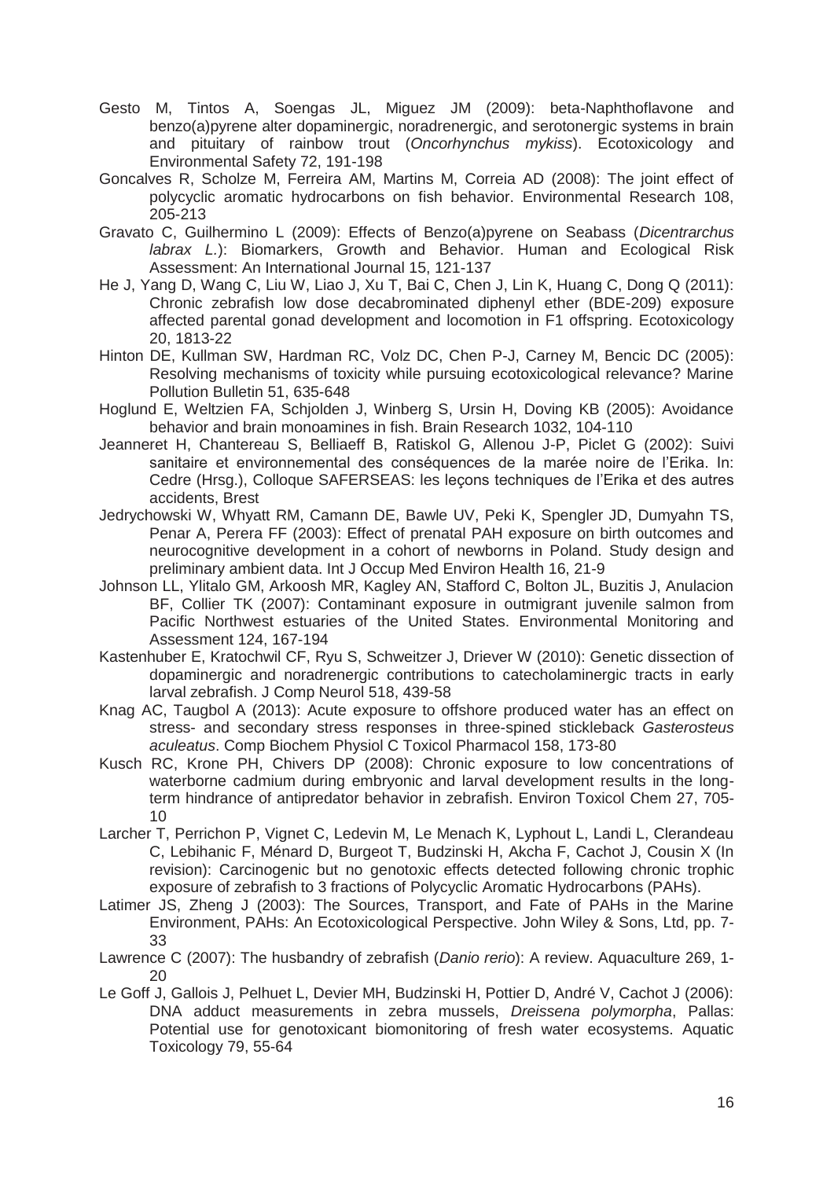Gesto M, Tintos A, Soengas JL, Miguez JM (2009): beta-Naphthoflavone and benzo(a)pyrene alter dopaminergic, noradrenergic, and serotonergic systems in brain and pituitary of rainbow trout (*Oncorhynchus mykiss*). Ecotoxicology and Environmental Safety 72, 191-198

Goncalves R, Scholze M, Ferreira AM, Martins M, Correia AD (2008): The joint effect of polycyclic aromatic hydrocarbons on fish behavior. Environmental Research 108, 205-213

Gravato C, Guilhermino L (2009): Effects of Benzo(a)pyrene on Seabass (*Dicentrarchus labrax L.*): Biomarkers, Growth and Behavior. Human and Ecological Risk Assessment: An International Journal 15, 121-137

He J, Yang D, Wang C, Liu W, Liao J, Xu T, Bai C, Chen J, Lin K, Huang C, Dong Q (2011): Chronic zebrafish low dose decabrominated diphenyl ether (BDE-209) exposure affected parental gonad development and locomotion in F1 offspring. Ecotoxicology 20, 1813-22

Hinton DE, Kullman SW, Hardman RC, Volz DC, Chen P-J, Carney M, Bencic DC (2005): Resolving mechanisms of toxicity while pursuing ecotoxicological relevance? Marine Pollution Bulletin 51, 635-648

Hoglund E, Weltzien FA, Schjolden J, Winberg S, Ursin H, Doving KB (2005): Avoidance behavior and brain monoamines in fish. Brain Research 1032, 104-110

Jeanneret H, Chantereau S, Belliaeff B, Ratiskol G, Allenou J-P, Piclet G (2002): Suivi sanitaire et environnemental des conséquences de la marée noire de l'Erika. In: Cedre (Hrsg.), Colloque SAFERSEAS: les leçons techniques de l'Erika et des autres accidents, Brest

Jedrychowski W, Whyatt RM, Camann DE, Bawle UV, Peki K, Spengler JD, Dumyahn TS, Penar A, Perera FF (2003): Effect of prenatal PAH exposure on birth outcomes and neurocognitive development in a cohort of newborns in Poland. Study design and preliminary ambient data. Int J Occup Med Environ Health 16, 21-9

Johnson LL, Ylitalo GM, Arkoosh MR, Kagley AN, Stafford C, Bolton JL, Buzitis J, Anulacion BF, Collier TK (2007): Contaminant exposure in outmigrant juvenile salmon from Pacific Northwest estuaries of the United States. Environmental Monitoring and Assessment 124, 167-194

Kastenhuber E, Kratochwil CF, Ryu S, Schweitzer J, Driever W (2010): Genetic dissection of dopaminergic and noradrenergic contributions to catecholaminergic tracts in early larval zebrafish. J Comp Neurol 518, 439-58

Knag AC, Taugbol A (2013): Acute exposure to offshore produced water has an effect on stress- and secondary stress responses in three-spined stickleback *Gasterosteus aculeatus*. Comp Biochem Physiol C Toxicol Pharmacol 158, 173-80

Kusch RC, Krone PH, Chivers DP (2008): Chronic exposure to low concentrations of waterborne cadmium during embryonic and larval development results in the long-term hindrance of antipredator behavior in zebrafish. Environ Toxicol Chem 27, 705-10

Larcher T, Perrichon P, Vignet C, Ledevin M, Le Menach K, Lyphout L, Landi L, Clerandeau C, Lebihanic F, Ménard D, Burgeot T, Budzinski H, Akcha F, Cachot J, Cousin X (In revision): Carcinogenic but no genotoxic effects detected following chronic trophic exposure of zebrafish to 3 fractions of Polycyclic Aromatic Hydrocarbons (PAHs).

Latimer JS, Zheng J (2003): The Sources, Transport, and Fate of PAHs in the Marine Environment, PAHs: An Ecotoxicological Perspective. John Wiley & Sons, Ltd, pp. 7-33

Lawrence C (2007): The husbandry of zebrafish (*Danio rerio*): A review. Aquaculture 269, 1-20

Le Goff J, Gallois J, Pelhuet L, Devier MH, Budzinski H, Pottier D, André V, Cachot J (2006): DNA adduct measurements in zebra mussels, *Dreissena polymorpha*, Pallas: Potential use for genotoxicant biomonitoring of fresh water ecosystems. Aquatic Toxicology 79, 55-64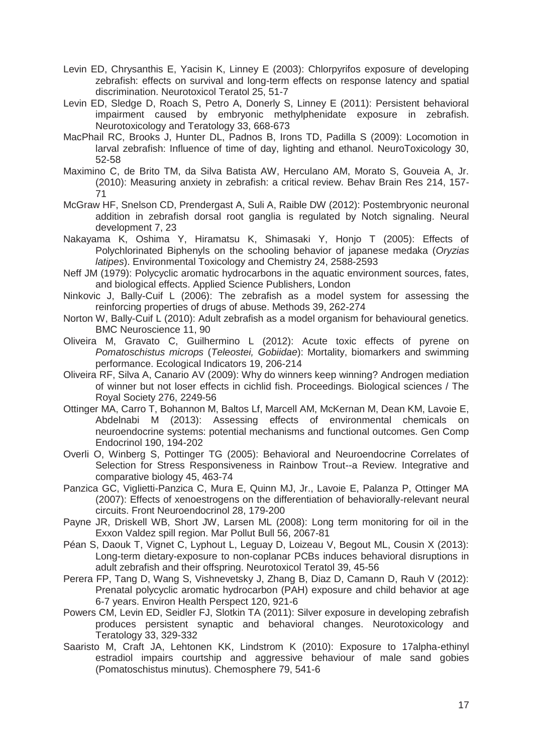Levin ED, Chrysanthis E, Yacisin K, Linney E (2003): Chlorpyrifos exposure of developing zebrafish: effects on survival and long-term effects on response latency and spatial discrimination. Neurotoxicol Teratol 25, 51-7

Levin ED, Sledge D, Roach S, Petro A, Donerly S, Linney E (2011): Persistent behavioral impairment caused by embryonic methylphenidate exposure in zebrafish. Neurotoxicology and Teratology 33, 668-673

MacPhail RC, Brooks J, Hunter DL, Padnos B, Irons TD, Padilla S (2009): Locomotion in larval zebrafish: Influence of time of day, lighting and ethanol. NeuroToxicology 30, 52-58

Maximino C, de Brito TM, da Silva Batista AW, Herculano AM, Morato S, Gouveia A, Jr. (2010): Measuring anxiety in zebrafish: a critical review. Behav Brain Res 214, 157-71

McGraw HF, Snelson CD, Prendergast A, Suli A, Raible DW (2012): Postembryonic neuronal addition in zebrafish dorsal root ganglia is regulated by Notch signaling. Neural development 7, 23

Nakayama K, Oshima Y, Hiramatsu K, Shimasaki Y, Honjo T (2005): Effects of Polychlorinated Biphenyls on the schooling behavior of japanese medaka (*Oryzias latipes*). Environmental Toxicology and Chemistry 24, 2588-2593

Neff JM (1979): Polycyclic aromatic hydrocarbons in the aquatic environment sources, fates, and biological effects. Applied Science Publishers, London

Ninkovic J, Bally-Cuif L (2006): The zebrafish as a model system for assessing the reinforcing properties of drugs of abuse. Methods 39, 262-274

Norton W, Bally-Cuif L (2010): Adult zebrafish as a model organism for behavioural genetics. BMC Neuroscience 11, 90

Oliveira M, Gravato C, Guilhermino L (2012): Acute toxic effects of pyrene on *Pomatoschistus microps* (*Teleostei, Gobiidae*): Mortality, biomarkers and swimming performance. Ecological Indicators 19, 206-214

Oliveira RF, Silva A, Canario AV (2009): Why do winners keep winning? Androgen mediation of winner but not loser effects in cichlid fish. Proceedings. Biological sciences / The Royal Society 276, 2249-56

Ottinger MA, Carro T, Bohannon M, Baltos Lf, Marcell AM, McKernan M, Dean KM, Lavoie E, Abdelnabi M (2013): Assessing effects of environmental chemicals on neuroendocrine systems: potential mechanisms and functional outcomes. Gen Comp Endocrinol 190, 194-202

Overli O, Winberg S, Pottinger TG (2005): Behavioral and Neuroendocrine Correlates of Selection for Stress Responsiveness in Rainbow Trout--a Review. Integrative and comparative biology 45, 463-74

Panzica GC, Viglietti-Panzica C, Mura E, Quinn MJ, Jr., Lavoie E, Palanza P, Ottinger MA (2007): Effects of xenoestrogens on the differentiation of behaviorally-relevant neural circuits. Front Neuroendocrinol 28, 179-200

Payne JR, Driskell WB, Short JW, Larsen ML (2008): Long term monitoring for oil in the Exxon Valdez spill region. Mar Pollut Bull 56, 2067-81

Péan S, Daouk T, Vignet C, Lyphout L, Leguay D, Loizeau V, Begout ML, Cousin X (2013): Long-term dietary-exposure to non-coplanar PCBs induces behavioral disruptions in adult zebrafish and their offspring. Neurotoxicol Teratol 39, 45-56

Perera FP, Tang D, Wang S, Vishnevetsky J, Zhang B, Diaz D, Camann D, Rauh V (2012): Prenatal polycyclic aromatic hydrocarbon (PAH) exposure and child behavior at age 6-7 years. Environ Health Perspect 120, 921-6

Powers CM, Levin ED, Seidler FJ, Slotkin TA (2011): Silver exposure in developing zebrafish produces persistent synaptic and behavioral changes. Neurotoxicology and Teratology 33, 329-332

Saaristo M, Craft JA, Lehtonen KK, Lindstrom K (2010): Exposure to 17alpha-ethinyl estradiol impairs courtship and aggressive behaviour of male sand gobies (Pomatoschistus minutus). Chemosphere 79, 541-6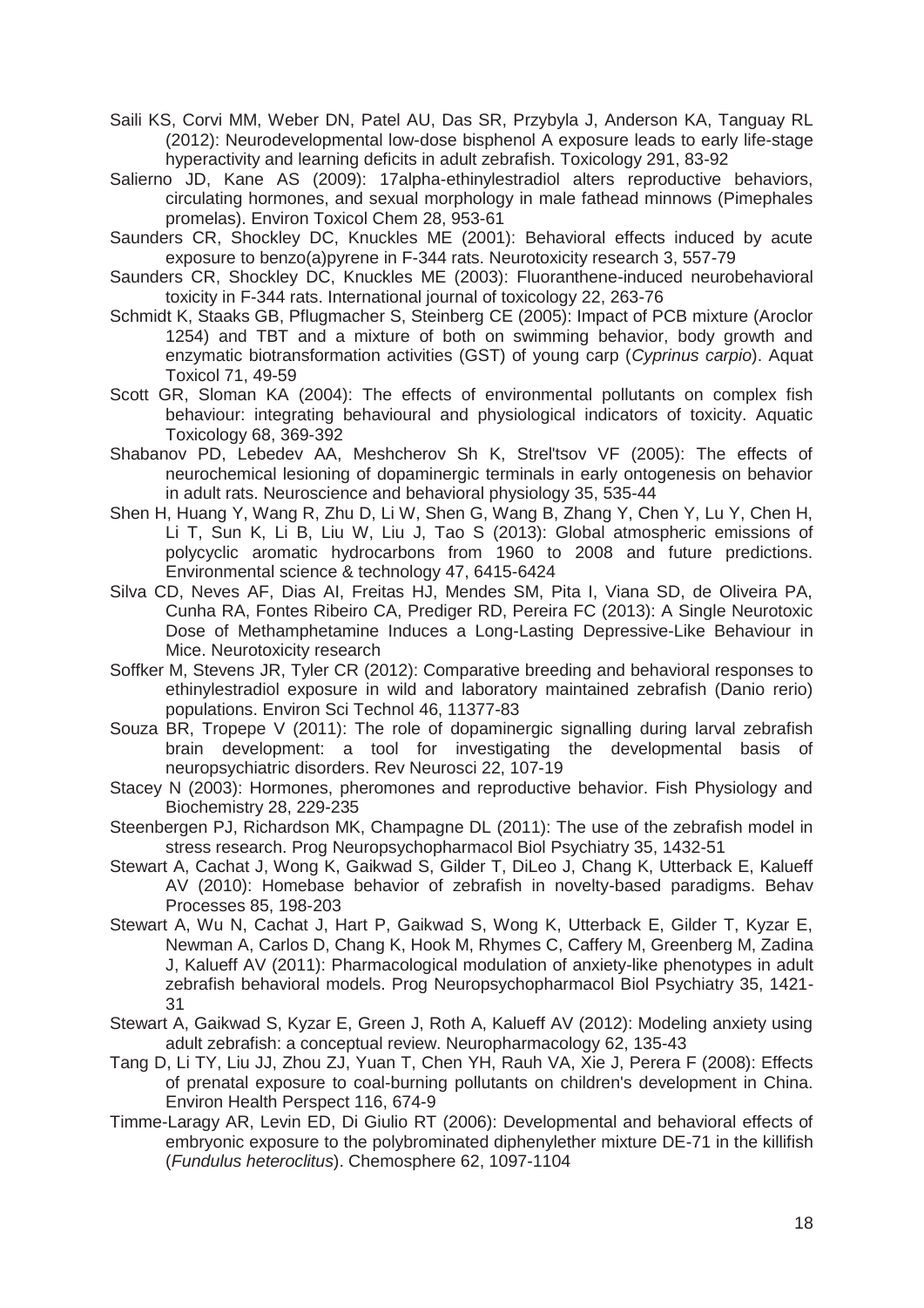Saili KS, Corvi MM, Weber DN, Patel AU, Das SR, Przybyla J, Anderson KA, Tanguay RL (2012): Neurodevelopmental low-dose bisphenol A exposure leads to early life-stage hyperactivity and learning deficits in adult zebrafish. Toxicology 291, 83-92

Salierno JD, Kane AS (2009): 17alpha-ethinylestradiol alters reproductive behaviors, circulating hormones, and sexual morphology in male fathead minnows (Pimephales promelas). Environ Toxicol Chem 28, 953-61

Saunders CR, Shockley DC, Knuckles ME (2001): Behavioral effects induced by acute exposure to benzo(a)pyrene in F-344 rats. Neurotoxicity research 3, 557-79

Saunders CR, Shockley DC, Knuckles ME (2003): Fluoranthene-induced neurobehavioral toxicity in F-344 rats. International journal of toxicology 22, 263-76

Schmidt K, Staaks GB, Pflugmacher S, Steinberg CE (2005): Impact of PCB mixture (Aroclor 1254) and TBT and a mixture of both on swimming behavior, body growth and enzymatic biotransformation activities (GST) of young carp (*Cyprinus carpio*). Aquat Toxicol 71, 49-59

Scott GR, Sloman KA (2004): The effects of environmental pollutants on complex fish behaviour: integrating behavioural and physiological indicators of toxicity. Aquatic Toxicology 68, 369-392

Shabanov PD, Lebedev AA, Meshcherov Sh K, Strel'tsov VF (2005): The effects of neurochemical lesioning of dopaminergic terminals in early ontogenesis on behavior in adult rats. Neuroscience and behavioral physiology 35, 535-44

Shen H, Huang Y, Wang R, Zhu D, Li W, Shen G, Wang B, Zhang Y, Chen Y, Lu Y, Chen H, Li T, Sun K, Li B, Liu W, Liu J, Tao S (2013): Global atmospheric emissions of polycyclic aromatic hydrocarbons from 1960 to 2008 and future predictions. Environmental science & technology 47, 6415-6424

Silva CD, Neves AF, Dias AI, Freitas HJ, Mendes SM, Pita I, Viana SD, de Oliveira PA, Cunha RA, Fontes Ribeiro CA, Prediger RD, Pereira FC (2013): A Single Neurotoxic Dose of Methamphetamine Induces a Long-Lasting Depressive-Like Behaviour in Mice. Neurotoxicity research

Soffker M, Stevens JR, Tyler CR (2012): Comparative breeding and behavioral responses to ethinylestradiol exposure in wild and laboratory maintained zebrafish (Danio rerio) populations. Environ Sci Technol 46, 11377-83

Souza BR, Tropepe V (2011): The role of dopaminergic signalling during larval zebrafish brain development: a tool for investigating the developmental basis of neuropsychiatric disorders. Rev Neurosci 22, 107-19

Stacey N (2003): Hormones, pheromones and reproductive behavior. Fish Physiology and Biochemistry 28, 229-235

Steenbergen PJ, Richardson MK, Champagne DL (2011): The use of the zebrafish model in stress research. Prog Neuropsychopharmacol Biol Psychiatry 35, 1432-51

Stewart A, Cachat J, Wong K, Gaikwad S, Gilder T, DiLeo J, Chang K, Utterback E, Kalueff AV (2010): Homebase behavior of zebrafish in novelty-based paradigms. Behav Processes 85, 198-203

Stewart A, Wu N, Cachat J, Hart P, Gaikwad S, Wong K, Utterback E, Gilder T, Kyzar E, Newman A, Carlos D, Chang K, Hook M, Rhymes C, Caffery M, Greenberg M, Zadina J, Kalueff AV (2011): Pharmacological modulation of anxiety-like phenotypes in adult zebrafish behavioral models. Prog Neuropsychopharmacol Biol Psychiatry 35, 1421-31

Stewart A, Gaikwad S, Kyzar E, Green J, Roth A, Kalueff AV (2012): Modeling anxiety using adult zebrafish: a conceptual review. Neuropharmacology 62, 135-43

Tang D, Li TY, Liu JJ, Zhou ZJ, Yuan T, Chen YH, Rauh VA, Xie J, Perera F (2008): Effects of prenatal exposure to coal-burning pollutants on children's development in China. Environ Health Perspect 116, 674-9

Timme-Laragy AR, Levin ED, Di Giulio RT (2006): Developmental and behavioral effects of embryonic exposure to the polybrominated diphenylether mixture DE-71 in the killifish (*Fundulus heteroclitus*). Chemosphere 62, 1097-1104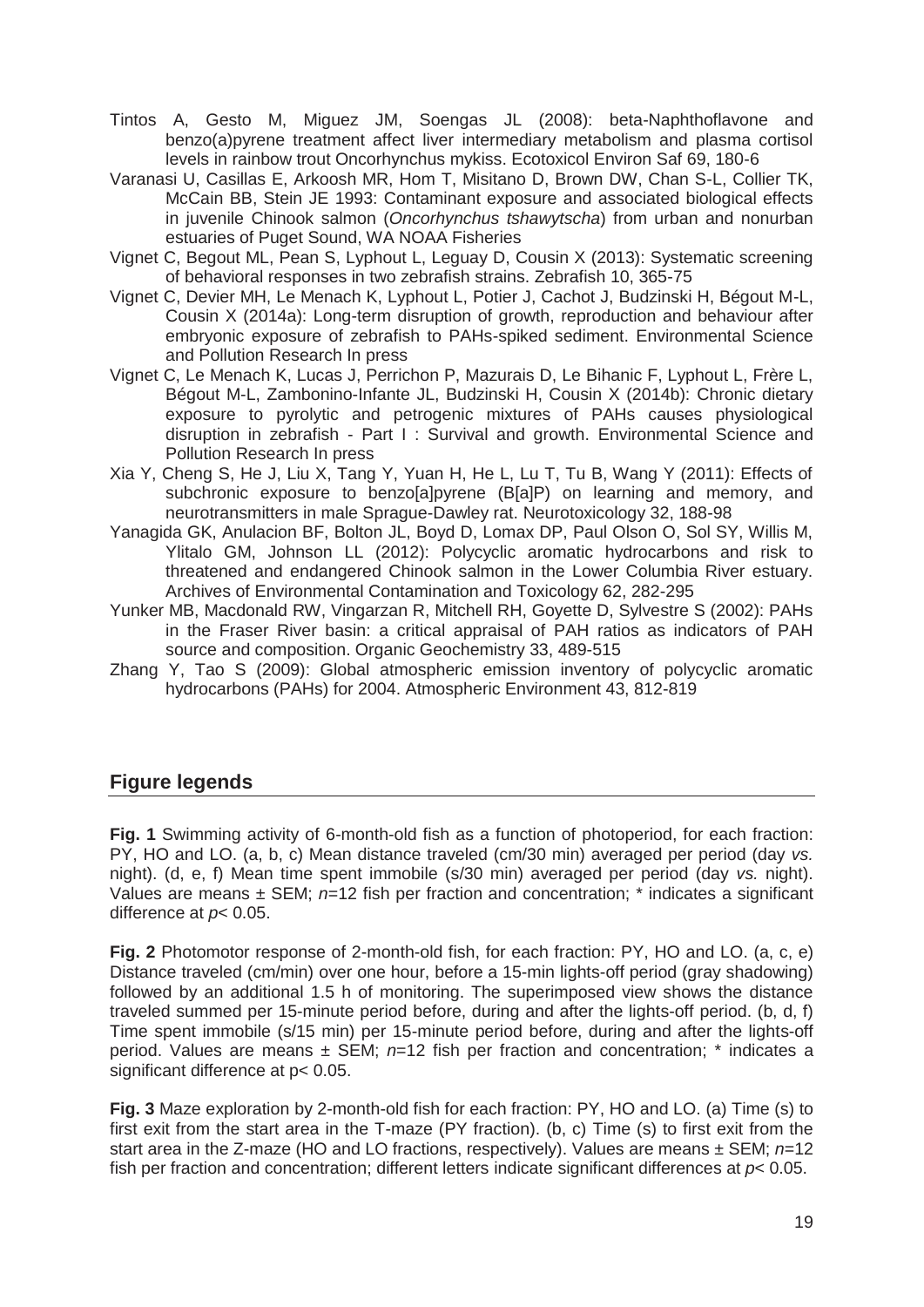Tintos A, Gesto M, Miguez JM, Soengas JL (2008): beta-Naphthoflavone and benzo(a)pyrene treatment affect liver intermediary metabolism and plasma cortisol levels in rainbow trout Oncorhynchus mykiss. Ecotoxicol Environ Saf 69, 180-6

Varanasi U, Casillas E, Arkoosh MR, Hom T, Misitano D, Brown DW, Chan S-L, Collier TK, McCain BB, Stein JE 1993: Contaminant exposure and associated biological effects in juvenile Chinook salmon (*Oncorhynchus tshawytscha*) from urban and nonurban estuaries of Puget Sound, WA NOAA Fisheries

Vignet C, Begout ML, Pean S, Lyphout L, Leguay D, Cousin X (2013): Systematic screening of behavioral responses in two zebrafish strains. Zebrafish 10, 365-75

Vignet C, Devier MH, Le Menach K, Lyphout L, Potier J, Cachot J, Budzinski H, Bégout M-L, Cousin X (2014a): Long-term disruption of growth, reproduction and behaviour after embryonic exposure of zebrafish to PAHs-spiked sediment. Environmental Science and Pollution Research In press

Vignet C, Le Menach K, Lucas J, Perrichon P, Mazurais D, Le Bihanic F, Lyphout L, Frère L, Bégout M-L, Zambonino-Infante JL, Budzinski H, Cousin X (2014b): Chronic dietary exposure to pyrolytic and petrogenic mixtures of PAHs causes physiological disruption in zebrafish - Part I : Survival and growth. Environmental Science and Pollution Research In press

Xia Y, Cheng S, He J, Liu X, Tang Y, Yuan H, He L, Lu T, Tu B, Wang Y (2011): Effects of subchronic exposure to benzo[a]pyrene (B[a]P) on learning and memory, and neurotransmitters in male Sprague-Dawley rat. Neurotoxicology 32, 188-98

Yanagida GK, Anulacion BF, Bolton JL, Boyd D, Lomax DP, Paul Olson O, Sol SY, Willis M, Ylitalo GM, Johnson LL (2012): Polycyclic aromatic hydrocarbons and risk to threatened and endangered Chinook salmon in the Lower Columbia River estuary. Archives of Environmental Contamination and Toxicology 62, 282-295

Yunker MB, Macdonald RW, Vingarzan R, Mitchell RH, Goyette D, Sylvestre S (2002): PAHs in the Fraser River basin: a critical appraisal of PAH ratios as indicators of PAH source and composition. Organic Geochemistry 33, 489-515

Zhang Y, Tao S (2009): Global atmospheric emission inventory of polycyclic aromatic hydrocarbons (PAHs) for 2004. Atmospheric Environment 43, 812-819

## Figure legends

**Fig. 1** Swimming activity of 6-month-old fish as a function of photoperiod, for each fraction: PY, HO and LO. (a, b, c) Mean distance traveled (cm/30 min) averaged per period (day *vs.* night). (d, e, f) Mean time spent immobile (s/30 min) averaged per period (day *vs.* night). Values are means ± SEM; $n$=12 fish per fraction and concentration; * indicates a significant difference at $p < 0.05$.

**Fig. 2** Photomotor response of 2-month-old fish, for each fraction: PY, HO and LO. (a, c, e) Distance traveled (cm/min) over one hour, before a 15-min lights-off period (gray shadowing) followed by an additional 1.5 h of monitoring. The superimposed view shows the distance traveled summed per 15-minute period before, during and after the lights-off period. (b, d, f) Time spent immobile (s/15 min) per 15-minute period before, during and after the lights-off period. Values are means ± SEM; $n$=12 fish per fraction and concentration; * indicates a significant difference at $p < 0.05$.

**Fig. 3** Maze exploration by 2-month-old fish for each fraction: PY, HO and LO. (a) Time (s) to first exit from the start area in the T-maze (PY fraction). (b, c) Time (s) to first exit from the start area in the Z-maze (HO and LO fractions, respectively). Values are means ± SEM; $n$=12 fish per fraction and concentration; different letters indicate significant differences at $p < 0.05$.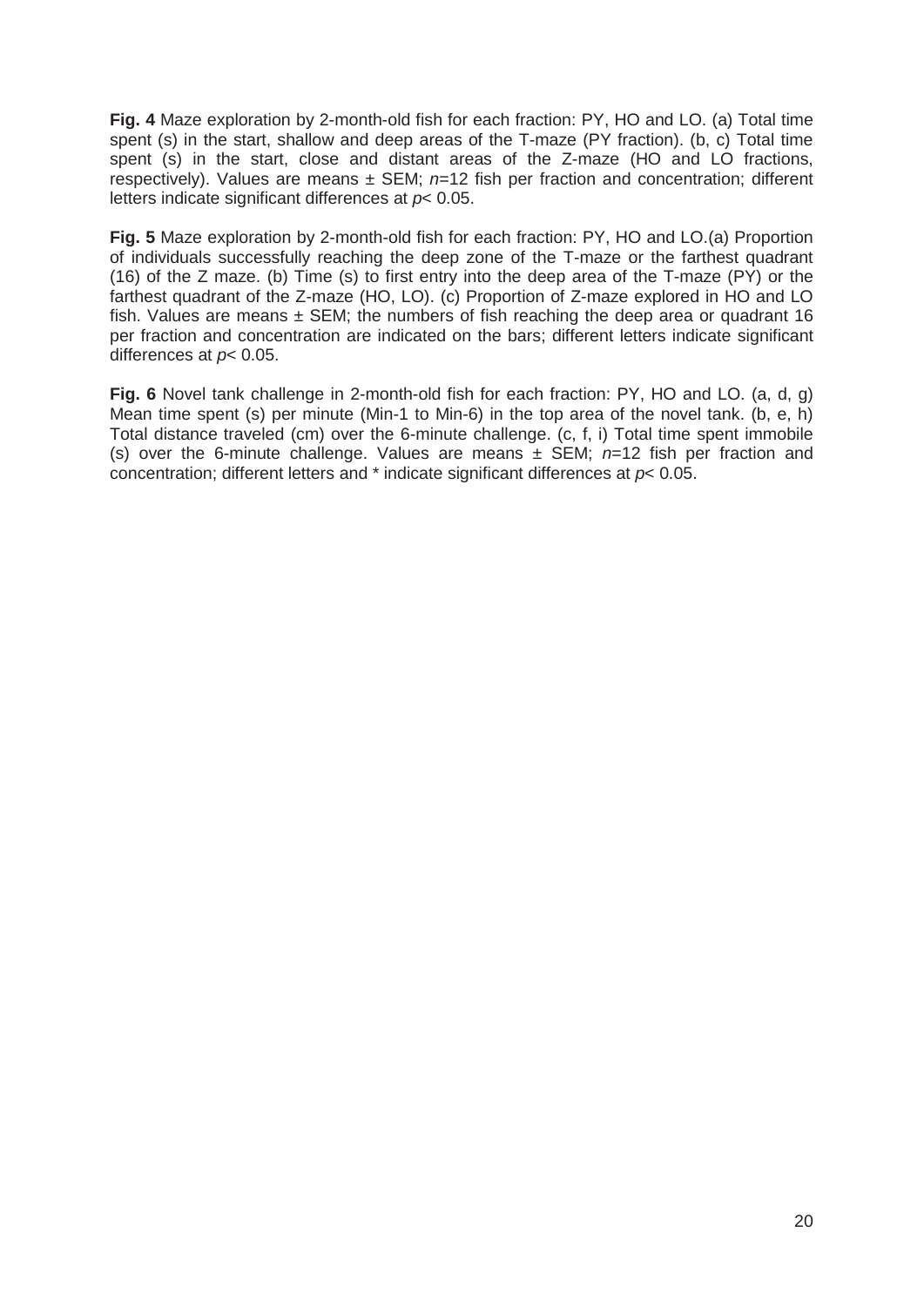**Fig. 4** Maze exploration by 2-month-old fish for each fraction: PY, HO and LO. (a) Total time spent (s) in the start, shallow and deep areas of the T-maze (PY fraction). (b, c) Total time spent (s) in the start, close and distant areas of the Z-maze (HO and LO fractions, respectively). Values are means ± SEM; $n$=12 fish per fraction and concentration; different letters indicate significant differences at $p$< 0.05.

**Fig. 5** Maze exploration by 2-month-old fish for each fraction: PY, HO and LO.(a) Proportion of individuals successfully reaching the deep zone of the T-maze or the farthest quadrant (16) of the Z maze. (b) Time (s) to first entry into the deep area of the T-maze (PY) or the farthest quadrant of the Z-maze (HO, LO). (c) Proportion of Z-maze explored in HO and LO fish. Values are means ± SEM; the numbers of fish reaching the deep area or quadrant 16 per fraction and concentration are indicated on the bars; different letters indicate significant differences at $p$< 0.05.

**Fig. 6** Novel tank challenge in 2-month-old fish for each fraction: PY, HO and LO. (a, d, g) Mean time spent (s) per minute (Min-1 to Min-6) in the top area of the novel tank. (b, e, h) Total distance traveled (cm) over the 6-minute challenge. (c, f, i) Total time spent immobile (s) over the 6-minute challenge. Values are means ± SEM; $n$=12 fish per fraction and concentration; different letters and * indicate significant differences at $p$< 0.05.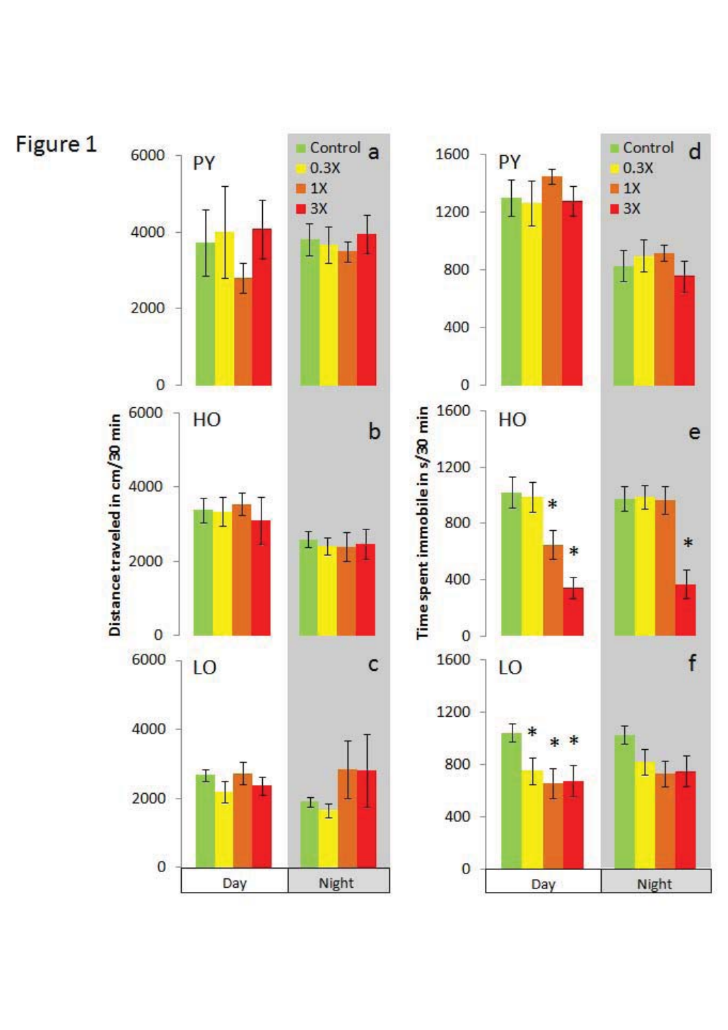Figure 1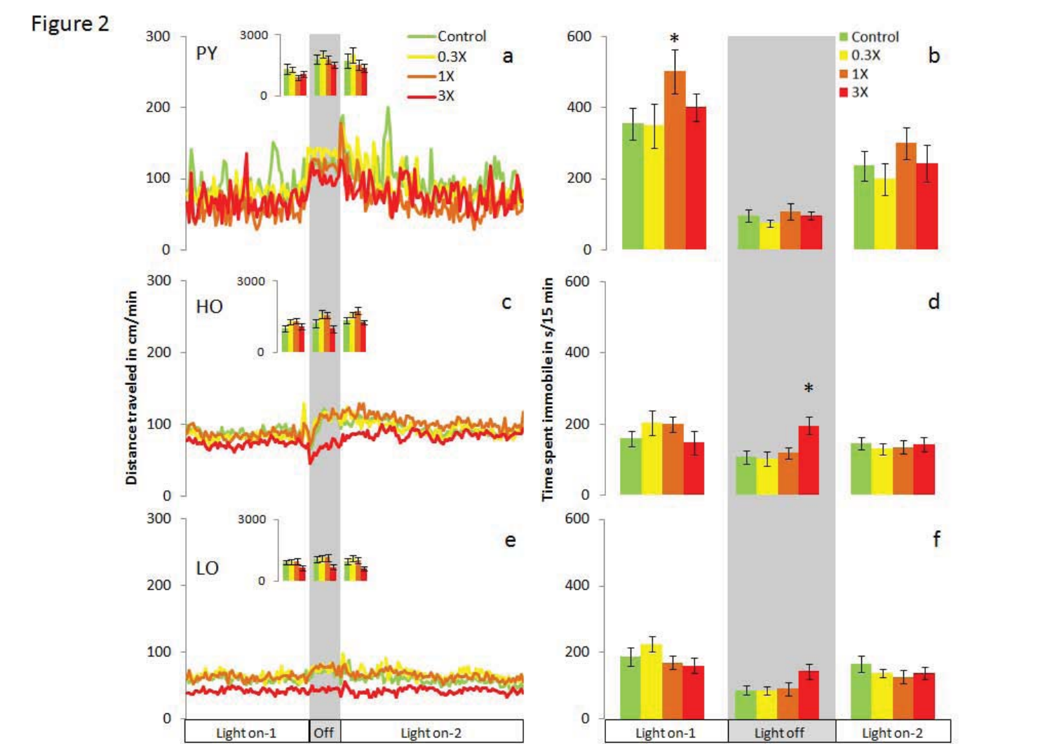Figure 2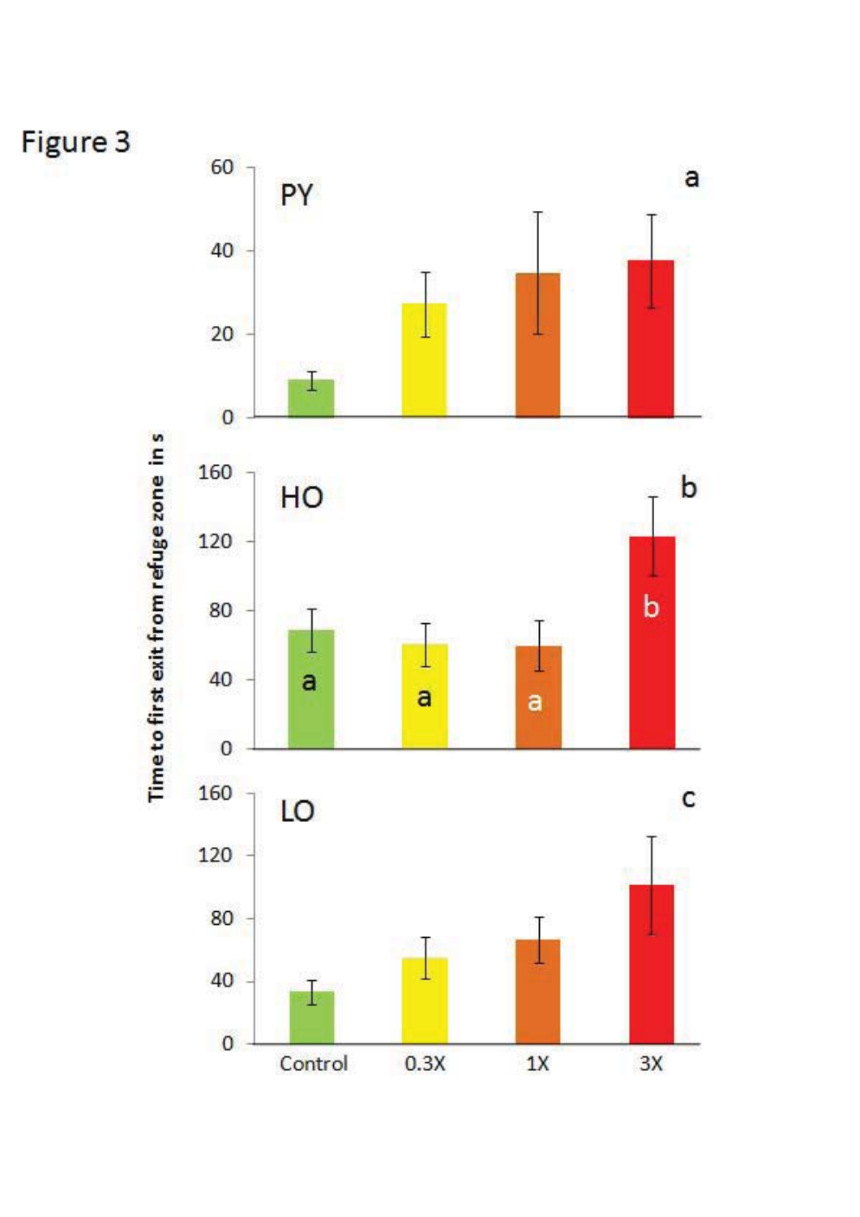Figure 3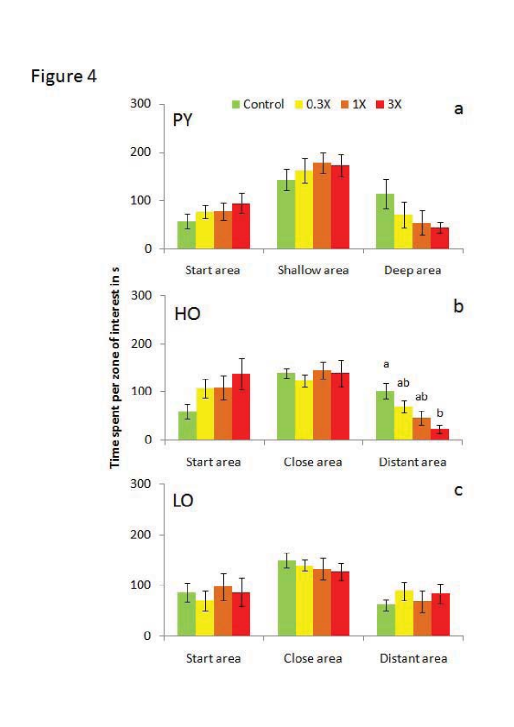Figure 4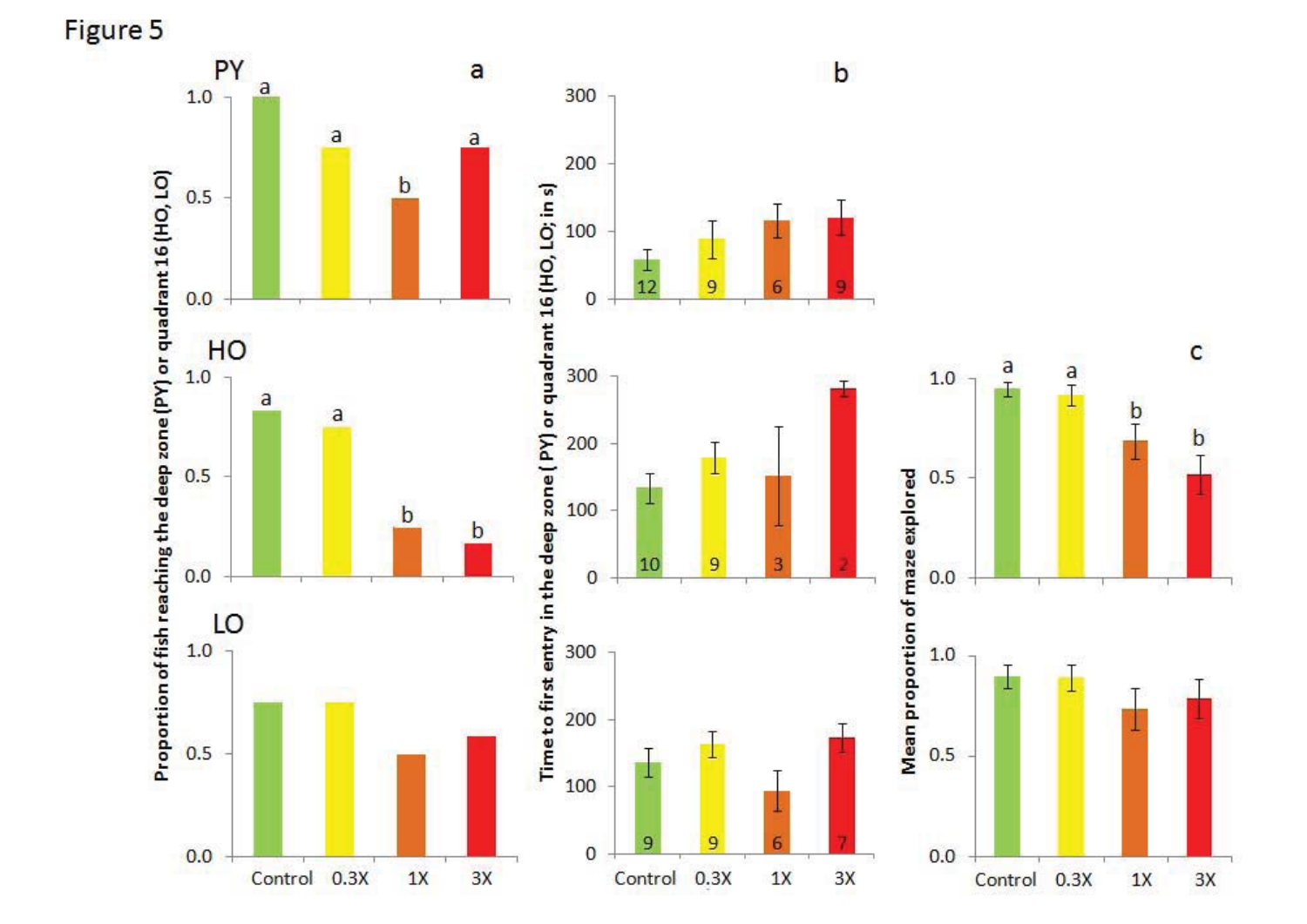Figure 5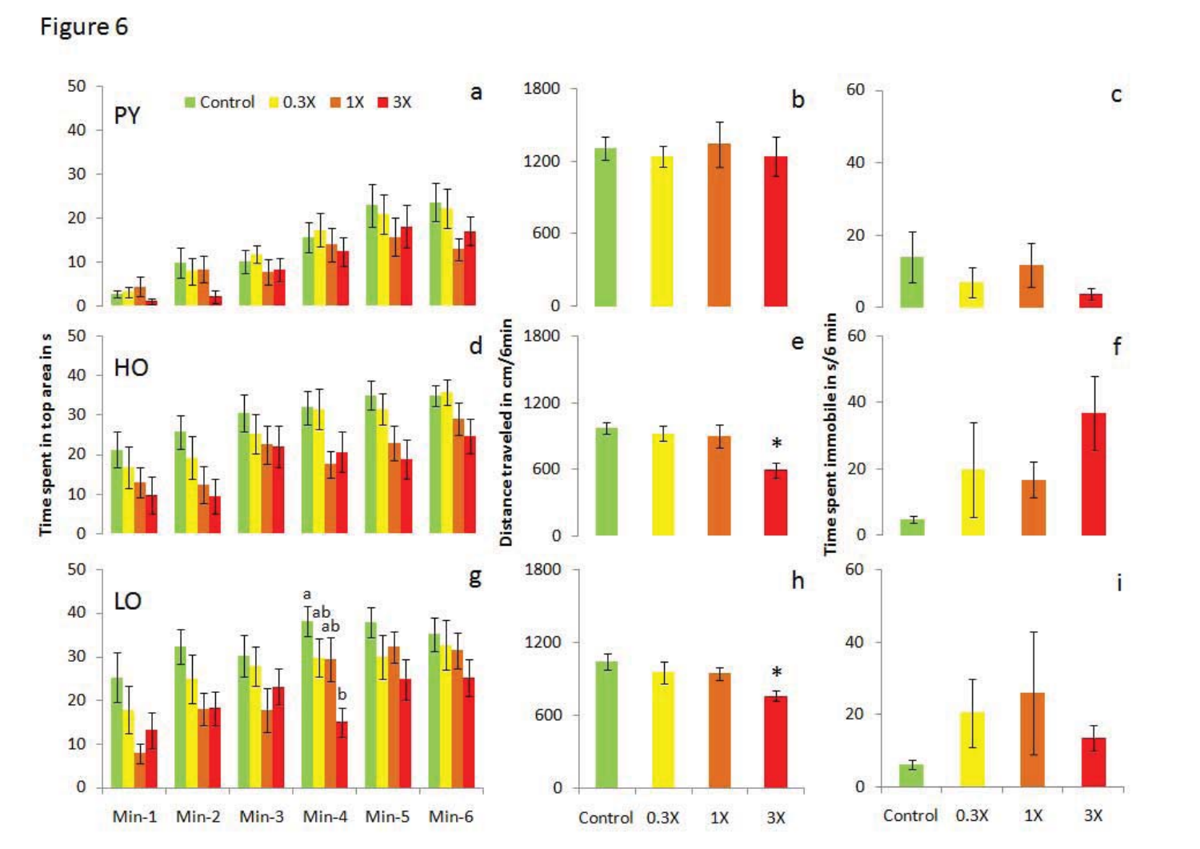Figure 6

PY

Control 0.3X 1X 3X

a

b

c

HO

d

e

f

LO

g

h

i

Time spent in top area in s

Distance traveled in cm/6min

Time spent immobile in s/6 min

50
40
30
20
10
0

1800
1200
600
0

60
40
20
0

a
ab
ab
b

*

*

Min-1 Min-2 Min-3 Min-4 Min-5 Min-6

Control 0.3X 1X 3X

Control 0.3X 1X 3X